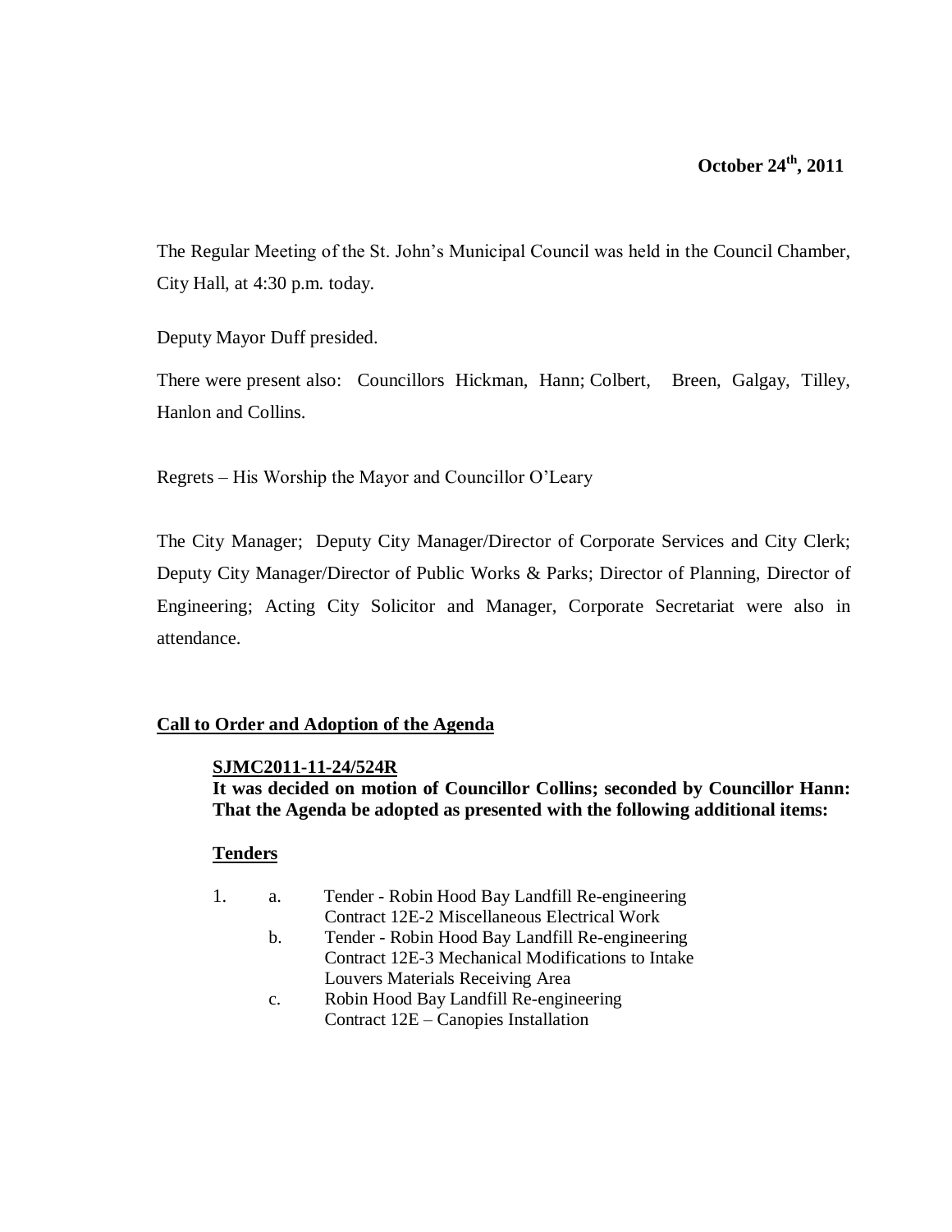**October 24th, 2011**

The Regular Meeting of the St. John's Municipal Council was held in the Council Chamber, City Hall, at 4:30 p.m. today.

Deputy Mayor Duff presided.

There were present also: Councillors Hickman, Hann; Colbert, Breen, Galgay, Tilley, Hanlon and Collins.

Regrets – His Worship the Mayor and Councillor O'Leary

The City Manager; Deputy City Manager/Director of Corporate Services and City Clerk; Deputy City Manager/Director of Public Works & Parks; Director of Planning, Director of Engineering; Acting City Solicitor and Manager, Corporate Secretariat were also in attendance.

## Call to Order and Adoption of the Agenda

**SJMC2011-11-24/524R**

**It was decided on motion of Councillor Collins; seconded by Councillor Hann: That the Agenda be adopted as presented with the following additional items:**

**Tenders**

1. a. Tender - Robin Hood Bay Landfill Re-engineering Contract 12E-2 Miscellaneous Electrical Work
   b. Tender - Robin Hood Bay Landfill Re-engineering Contract 12E-3 Mechanical Modifications to Intake Louvers Materials Receiving Area
   c. Robin Hood Bay Landfill Re-engineering Contract 12E – Canopies Installation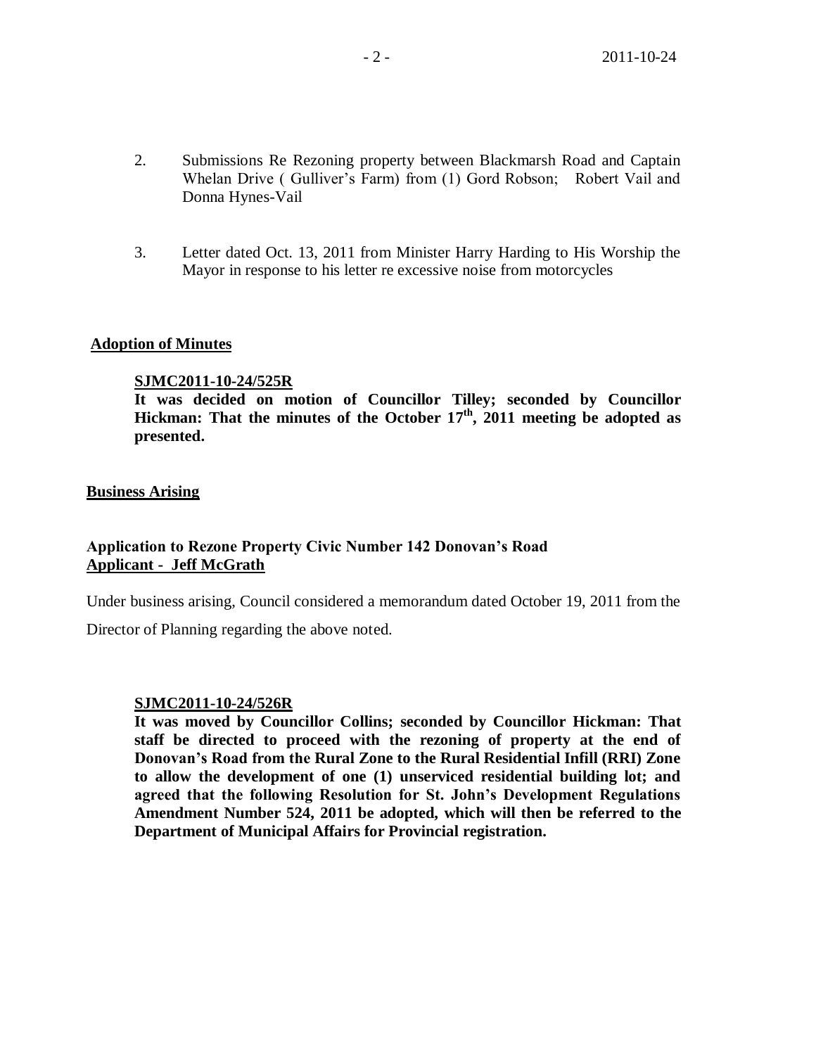2. Submissions Re Rezoning property between Blackmarsh Road and Captain Whelan Drive ( Gulliver's Farm) from (1) Gord Robson; Robert Vail and Donna Hynes-Vail

3. Letter dated Oct. 13, 2011 from Minister Harry Harding to His Worship the Mayor in response to his letter re excessive noise from motorcycles

**Adoption of Minutes**

**SJMC2011-10-24/525R**
**It was decided on motion of Councillor Tilley; seconded by Councillor Hickman: That the minutes of the October 17th, 2011 meeting be adopted as presented.**

**Business Arising**

**Application to Rezone Property Civic Number 142 Donovan's Road**
**Applicant - Jeff McGrath**

Under business arising, Council considered a memorandum dated October 19, 2011 from the Director of Planning regarding the above noted.

**SJMC2011-10-24/526R**
**It was moved by Councillor Collins; seconded by Councillor Hickman: That staff be directed to proceed with the rezoning of property at the end of Donovan's Road from the Rural Zone to the Rural Residential Infill (RRI) Zone to allow the development of one (1) unserviced residential building lot; and agreed that the following Resolution for St. John's Development Regulations Amendment Number 524, 2011 be adopted, which will then be referred to the Department of Municipal Affairs for Provincial registration.**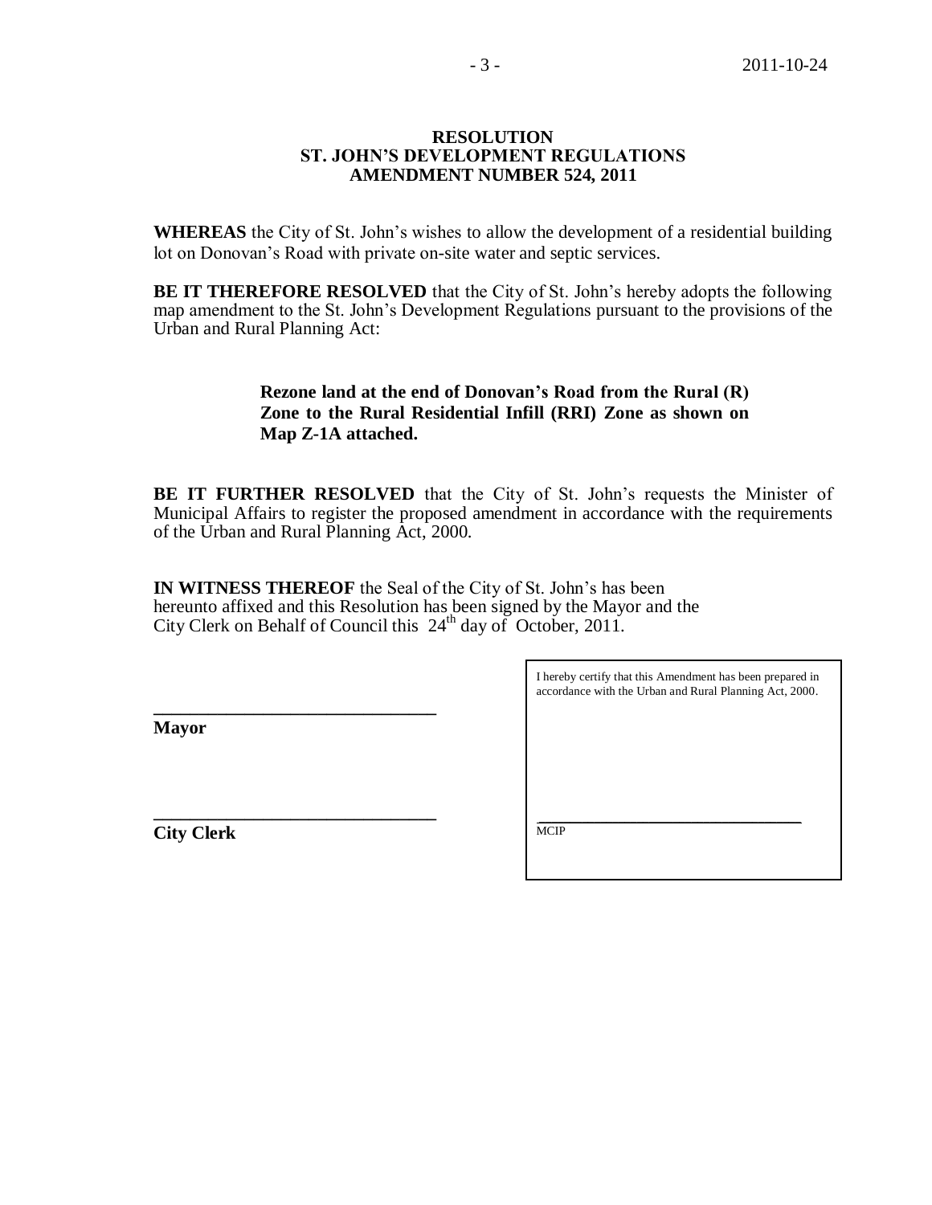**RESOLUTION**
**ST. JOHN'S DEVELOPMENT REGULATIONS**
**AMENDMENT NUMBER 524, 2011**

**WHEREAS** the City of St. John's wishes to allow the development of a residential building lot on Donovan's Road with private on-site water and septic services.

**BE IT THEREFORE RESOLVED** that the City of St. John's hereby adopts the following map amendment to the St. John's Development Regulations pursuant to the provisions of the Urban and Rural Planning Act:

> **Rezone land at the end of Donovan's Road from the Rural (R) Zone to the Rural Residential Infill (RRI) Zone as shown on Map Z-1A attached.**

**BE IT FURTHER RESOLVED** that the City of St. John's requests the Minister of Municipal Affairs to register the proposed amendment in accordance with the requirements of the Urban and Rural Planning Act, 2000.

**IN WITNESS THEREOF** the Seal of the City of St. John's has been hereunto affixed and this Resolution has been signed by the Mayor and the City Clerk on Behalf of Council this 24th day of October, 2011.

______________________________
**Mayor**

______________________________
**City Clerk**

I hereby certify that this Amendment has been prepared in accordance with the Urban and Rural Planning Act, 2000.

______________________________
MCIP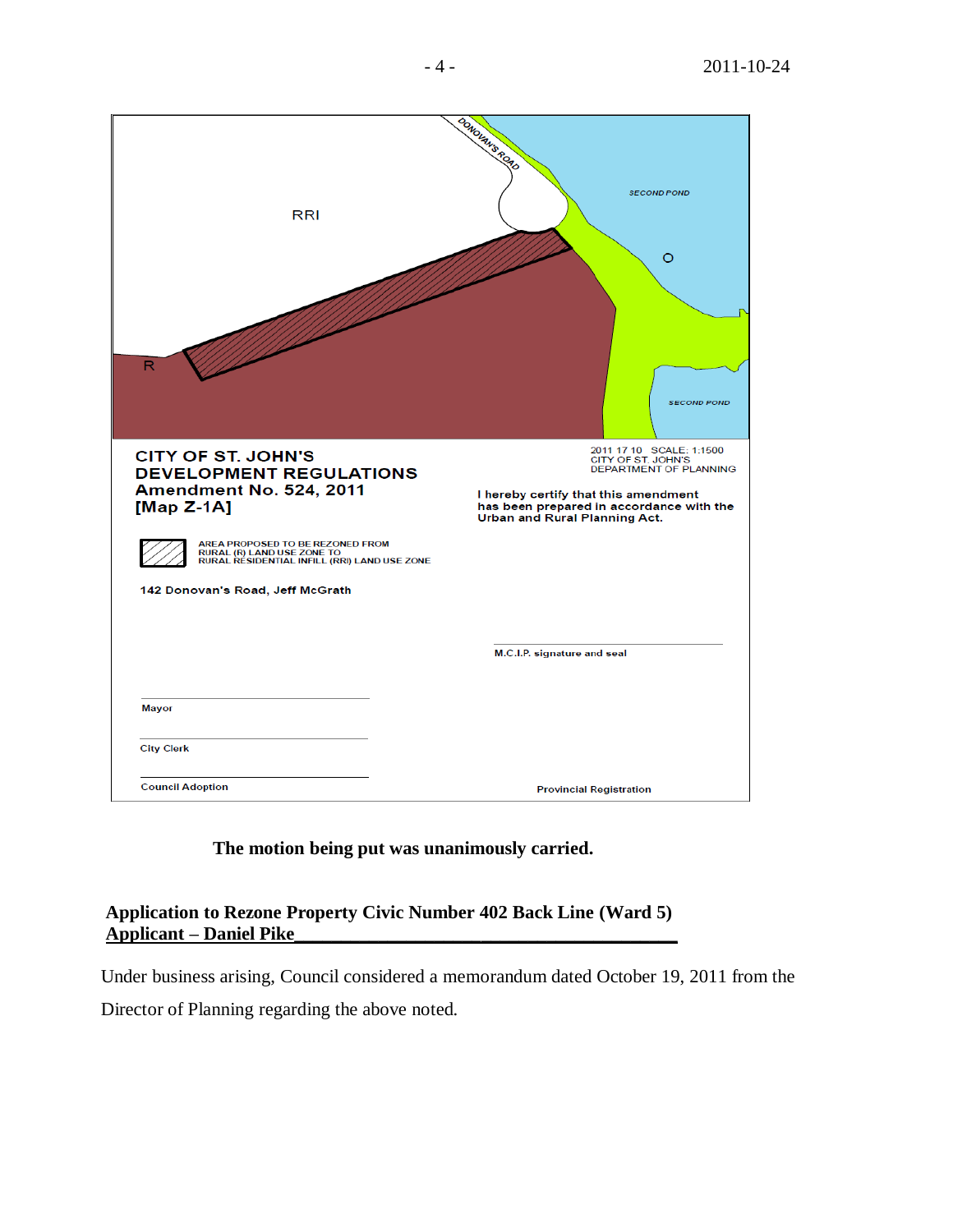RRI

R

DONOVAN'S ROAD

SECOND POND

SECOND POND

**CITY OF ST. JOHN'S**
**DEVELOPMENT REGULATIONS**
**Amendment No. 524, 2011**
**[Map Z-1A]**

2011 17 10 SCALE: 1:1500
CITY OF ST. JOHN'S
DEPARTMENT OF PLANNING

I hereby certify that this amendment has been prepared in accordance with the Urban and Rural Planning Act.

AREA PROPOSED TO BE REZONED FROM RURAL (R) LAND USE ZONE TO RURAL RESIDENTIAL INFILL (RRI) LAND USE ZONE

142 Donovan's Road, Jeff McGrath

M.C.I.P. signature and seal

Mayor

City Clerk

Council Adoption

Provincial Registration

**The motion being put was unanimously carried.**

**Application to Rezone Property Civic Number 402 Back Line (Ward 5)**
**Applicant – Daniel Pike**

Under business arising, Council considered a memorandum dated October 19, 2011 from the Director of Planning regarding the above noted.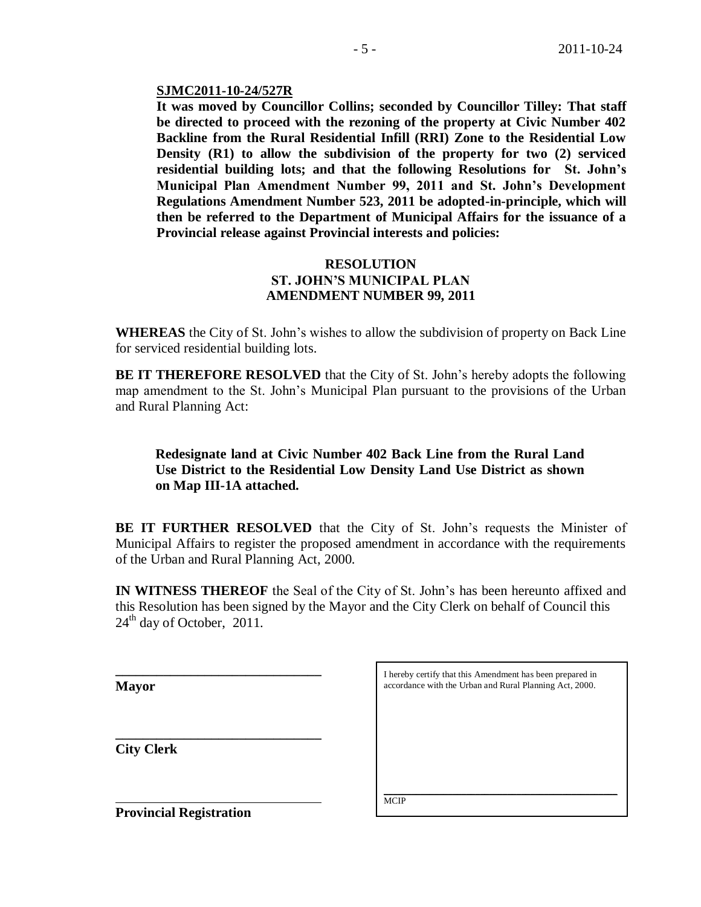**SJMC2011-10-24/527R**

**It was moved by Councillor Collins; seconded by Councillor Tilley: That staff be directed to proceed with the rezoning of the property at Civic Number 402 Backline from the Rural Residential Infill (RRI) Zone to the Residential Low Density (R1) to allow the subdivision of the property for two (2) serviced residential building lots; and that the following Resolutions for St. John's Municipal Plan Amendment Number 99, 2011 and St. John's Development Regulations Amendment Number 523, 2011 be adopted-in-principle, which will then be referred to the Department of Municipal Affairs for the issuance of a Provincial release against Provincial interests and policies:**

**RESOLUTION**
**ST. JOHN'S MUNICIPAL PLAN**
**AMENDMENT NUMBER 99, 2011**

**WHEREAS** the City of St. John's wishes to allow the subdivision of property on Back Line for serviced residential building lots.

**BE IT THEREFORE RESOLVED** that the City of St. John's hereby adopts the following map amendment to the St. John's Municipal Plan pursuant to the provisions of the Urban and Rural Planning Act:

**Redesignate land at Civic Number 402 Back Line from the Rural Land Use District to the Residential Low Density Land Use District as shown on Map III-1A attached.**

**BE IT FURTHER RESOLVED** that the City of St. John's requests the Minister of Municipal Affairs to register the proposed amendment in accordance with the requirements of the Urban and Rural Planning Act, 2000.

**IN WITNESS THEREOF** the Seal of the City of St. John's has been hereunto affixed and this Resolution has been signed by the Mayor and the City Clerk on behalf of Council this 24th day of October, 2011.

______________________________
**Mayor**

______________________________
**City Clerk**

______________________________
**Provincial Registration**

I hereby certify that this Amendment has been prepared in accordance with the Urban and Rural Planning Act, 2000.

______________________________
MCIP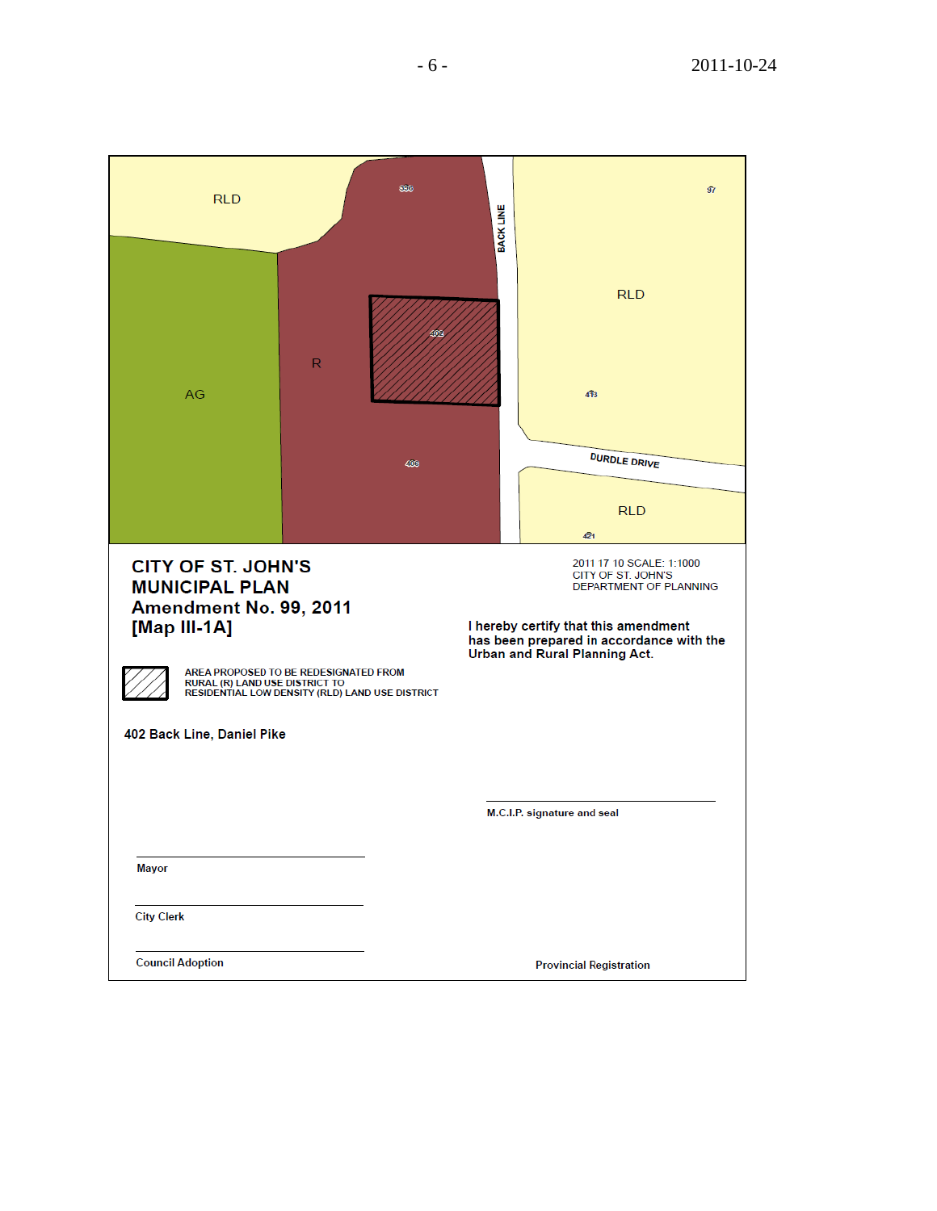RLD

AG

R

BACK LINE

RLD

DURDLE DRIVE

RLD

**CITY OF ST. JOHN'S**
**MUNICIPAL PLAN**
**Amendment No. 99, 2011**
**[Map III-1A]**

2011 17 10 SCALE: 1:1000
CITY OF ST. JOHN'S
DEPARTMENT OF PLANNING

**I hereby certify that this amendment has been prepared in accordance with the Urban and Rural Planning Act.**

AREA PROPOSED TO BE REDESIGNATED FROM RURAL (R) LAND USE DISTRICT TO RESIDENTIAL LOW DENSITY (RLD) LAND USE DISTRICT

**402 Back Line, Daniel Pike**

**M.C.I.P. signature and seal**

**Mayor**

**City Clerk**

**Council Adoption**

**Provincial Registration**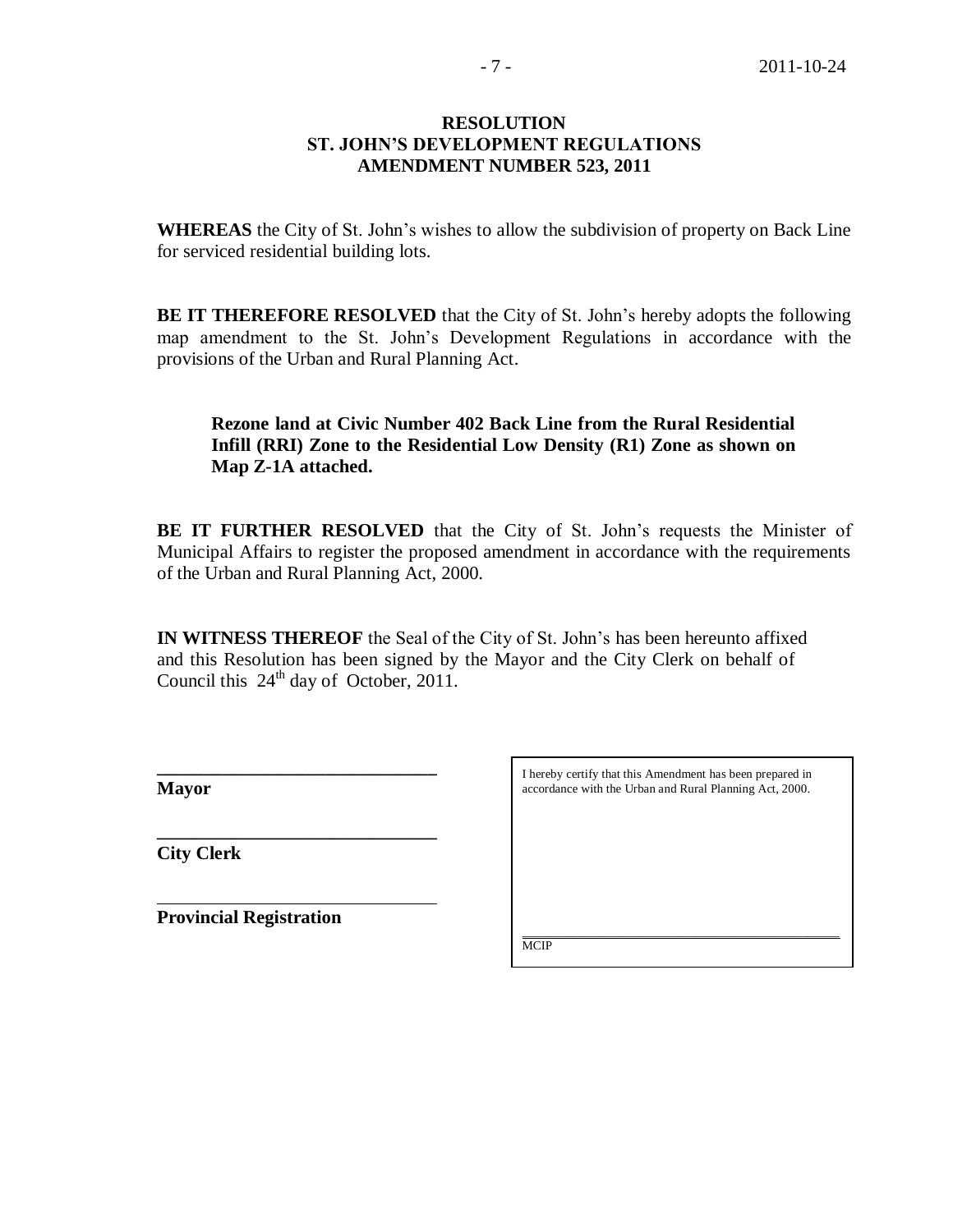**RESOLUTION**
**ST. JOHN'S DEVELOPMENT REGULATIONS**
**AMENDMENT NUMBER 523, 2011**

**WHEREAS** the City of St. John's wishes to allow the subdivision of property on Back Line for serviced residential building lots.

**BE IT THEREFORE RESOLVED** that the City of St. John's hereby adopts the following map amendment to the St. John's Development Regulations in accordance with the provisions of the Urban and Rural Planning Act.

> **Rezone land at Civic Number 402 Back Line from the Rural Residential Infill (RRI) Zone to the Residential Low Density (R1) Zone as shown on Map Z-1A attached.**

**BE IT FURTHER RESOLVED** that the City of St. John's requests the Minister of Municipal Affairs to register the proposed amendment in accordance with the requirements of the Urban and Rural Planning Act, 2000.

**IN WITNESS THEREOF** the Seal of the City of St. John's has been hereunto affixed and this Resolution has been signed by the Mayor and the City Clerk on behalf of Council this 24th day of October, 2011.

______________________________
**Mayor**

______________________________
**City Clerk**

______________________________
**Provincial Registration**

I hereby certify that this Amendment has been prepared in accordance with the Urban and Rural Planning Act, 2000.

______________________________
MCIP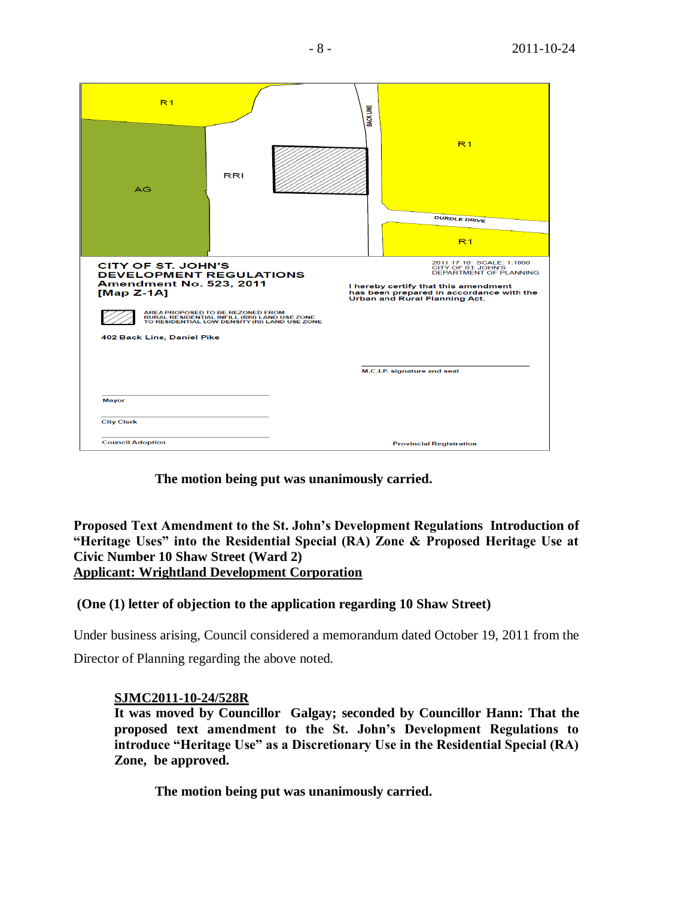R1

BACK LINE

R1

RRI

AG

DURDLE DRIVE

R1

CITY OF ST. JOHN'S
DEVELOPMENT REGULATIONS
Amendment No. 523, 2011
[Map Z-1A]

2011 17 10 SCALE: 1:1000
CITY OF ST JOHN'S
DEPARTMENT OF PLANNING

I hereby certify that this amendment has been prepared in accordance with the Urban and Rural Planning Act.

AREA PROPOSED TO BE REZONED FROM RURAL RESIDENTIAL INFILL (RRI) LAND USE ZONE TO RESIDENTIAL LOW DENSITY (RI) LAND USE ZONE

402 Back Line, Daniel Pike

M.C.I.P. signature and seal

Mayor

City Clerk

Council Adoption

Provincial Registration

**The motion being put was unanimously carried.**

**Proposed Text Amendment to the St. John's Development Regulations Introduction of "Heritage Uses" into the Residential Special (RA) Zone & Proposed Heritage Use at Civic Number 10 Shaw Street (Ward 2)**
**<u>Applicant: Wrightland Development Corporation</u>**

**(One (1) letter of objection to the application regarding 10 Shaw Street)**

Under business arising, Council considered a memorandum dated October 19, 2011 from the Director of Planning regarding the above noted.

**<u>SJMC2011-10-24/528R</u>**
**It was moved by Councillor Galgay; seconded by Councillor Hann: That the proposed text amendment to the St. John's Development Regulations to introduce "Heritage Use" as a Discretionary Use in the Residential Special (RA) Zone, be approved.**

**The motion being put was unanimously carried.**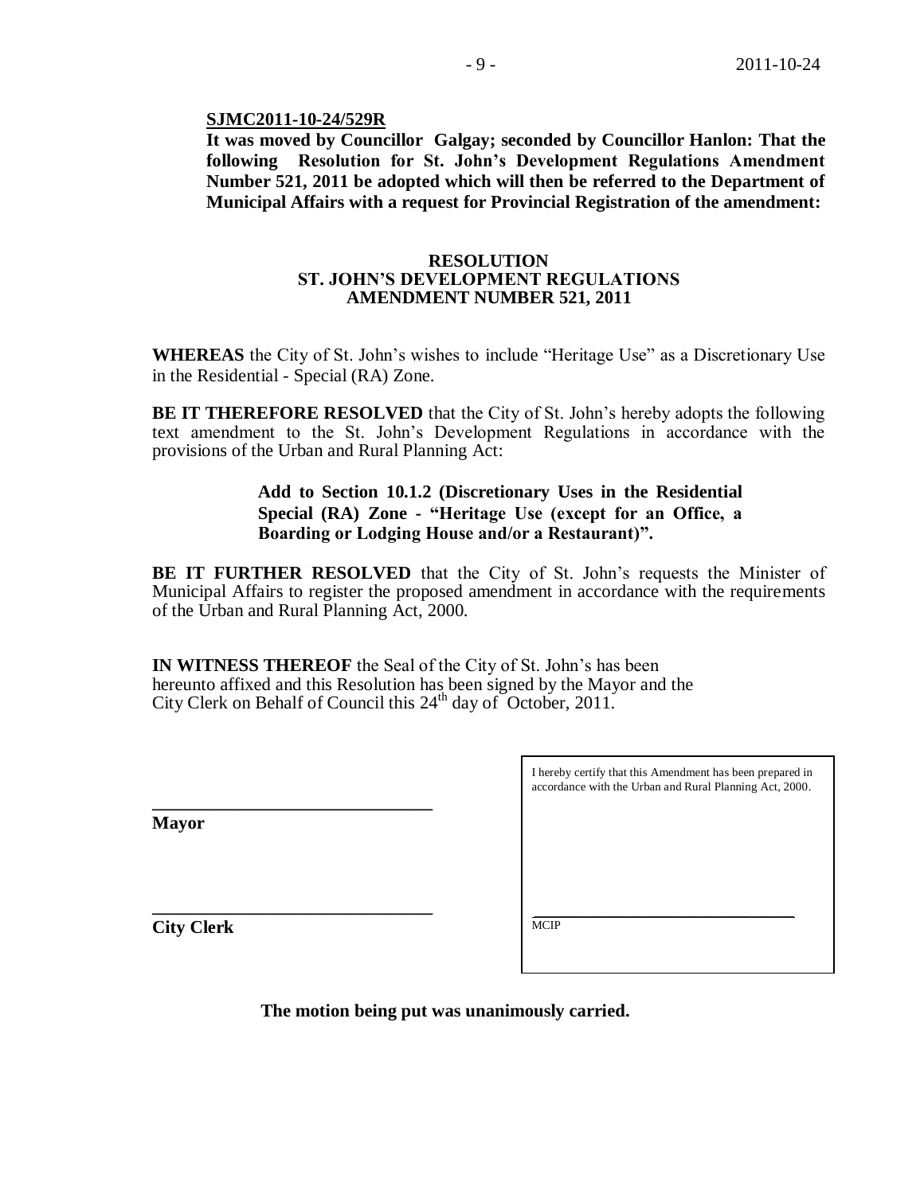**SJMC2011-10-24/529R**

**It was moved by Councillor Galgay; seconded by Councillor Hanlon: That the following Resolution for St. John's Development Regulations Amendment Number 521, 2011 be adopted which will then be referred to the Department of Municipal Affairs with a request for Provincial Registration of the amendment:**

**RESOLUTION**
**ST. JOHN'S DEVELOPMENT REGULATIONS**
**AMENDMENT NUMBER 521, 2011**

**WHEREAS** the City of St. John's wishes to include "Heritage Use" as a Discretionary Use in the Residential - Special (RA) Zone.

**BE IT THEREFORE RESOLVED** that the City of St. John's hereby adopts the following text amendment to the St. John's Development Regulations in accordance with the provisions of the Urban and Rural Planning Act:

> **Add to Section 10.1.2 (Discretionary Uses in the Residential Special (RA) Zone - "Heritage Use (except for an Office, a Boarding or Lodging House and/or a Restaurant)".**

**BE IT FURTHER RESOLVED** that the City of St. John's requests the Minister of Municipal Affairs to register the proposed amendment in accordance with the requirements of the Urban and Rural Planning Act, 2000.

**IN WITNESS THEREOF** the Seal of the City of St. John's has been hereunto affixed and this Resolution has been signed by the Mayor and the City Clerk on Behalf of Council this 24th day of October, 2011.

_______________________________
**Mayor**

_______________________________
**City Clerk**

I hereby certify that this Amendment has been prepared in accordance with the Urban and Rural Planning Act, 2000.

_______________________________
MCIP

**The motion being put was unanimously carried.**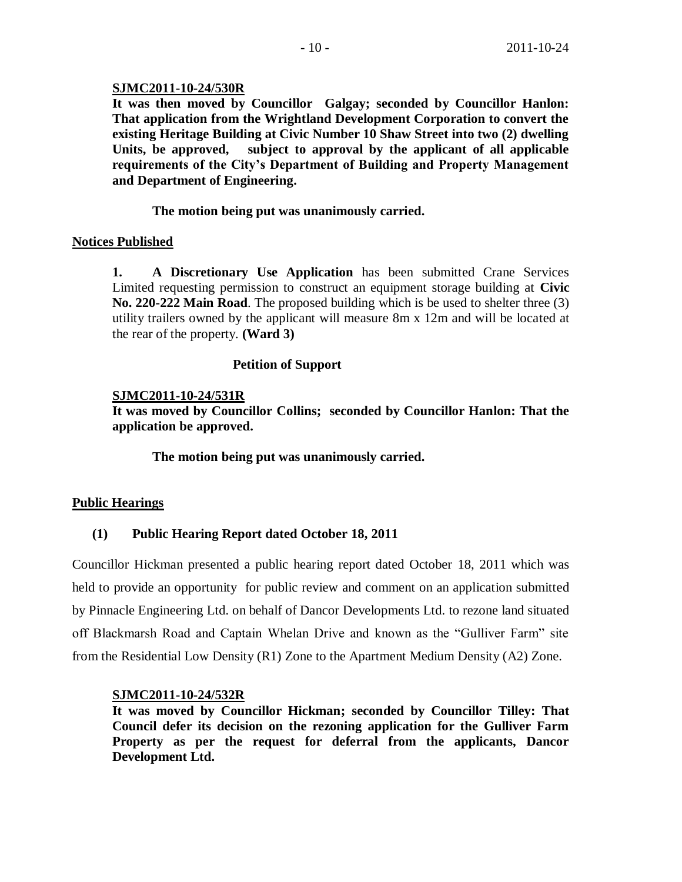**SJMC2011-10-24/530R**

**It was then moved by Councillor Galgay; seconded by Councillor Hanlon: That application from the Wrightland Development Corporation to convert the existing Heritage Building at Civic Number 10 Shaw Street into two (2) dwelling Units, be approved, subject to approval by the applicant of all applicable requirements of the City's Department of Building and Property Management and Department of Engineering.**

**The motion being put was unanimously carried.**

**Notices Published**

**1. A Discretionary Use Application** has been submitted Crane Services Limited requesting permission to construct an equipment storage building at **Civic No. 220-222 Main Road**. The proposed building which is be used to shelter three (3) utility trailers owned by the applicant will measure 8m x 12m and will be located at the rear of the property. **(Ward 3)**

**Petition of Support**

**SJMC2011-10-24/531R**

**It was moved by Councillor Collins; seconded by Councillor Hanlon: That the application be approved.**

**The motion being put was unanimously carried.**

**Public Hearings**

**(1) Public Hearing Report dated October 18, 2011**

Councillor Hickman presented a public hearing report dated October 18, 2011 which was held to provide an opportunity for public review and comment on an application submitted by Pinnacle Engineering Ltd. on behalf of Dancor Developments Ltd. to rezone land situated off Blackmarsh Road and Captain Whelan Drive and known as the "Gulliver Farm" site from the Residential Low Density (R1) Zone to the Apartment Medium Density (A2) Zone.

**SJMC2011-10-24/532R**

**It was moved by Councillor Hickman; seconded by Councillor Tilley: That Council defer its decision on the rezoning application for the Gulliver Farm Property as per the request for deferral from the applicants, Dancor Development Ltd.**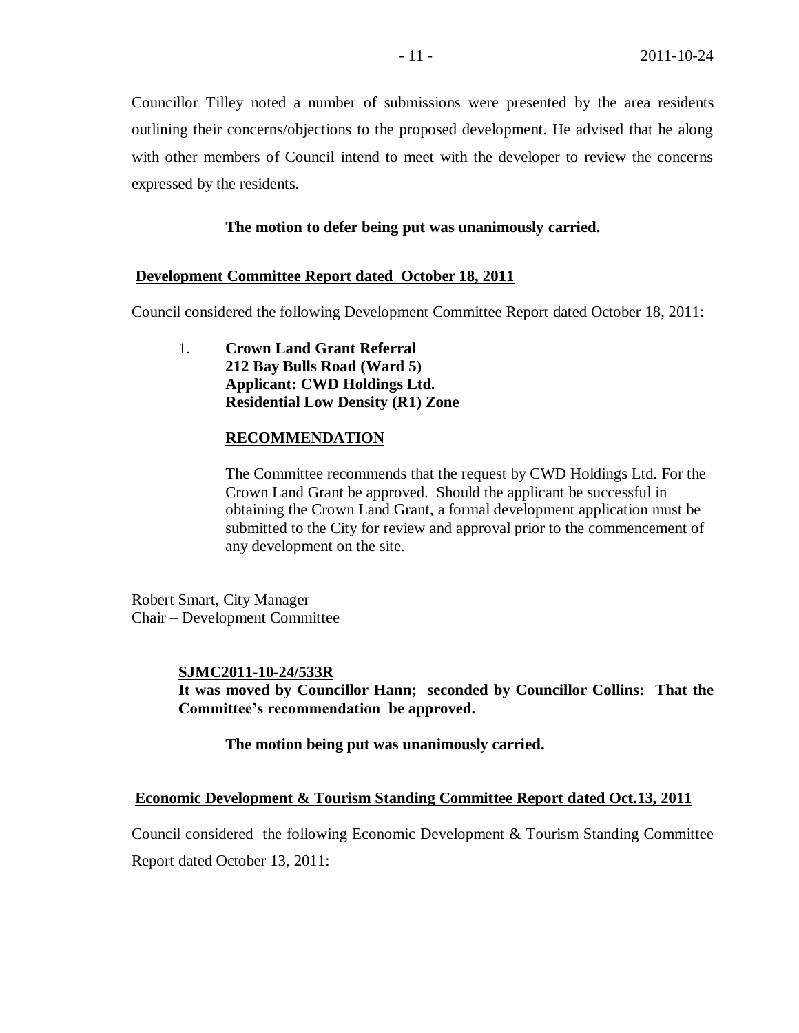Councillor Tilley noted a number of submissions were presented by the area residents outlining their concerns/objections to the proposed development. He advised that he along with other members of Council intend to meet with the developer to review the concerns expressed by the residents.

**The motion to defer being put was unanimously carried.**

**Development Committee Report dated October 18, 2011**

Council considered the following Development Committee Report dated October 18, 2011:

1. **Crown Land Grant Referral**
   **212 Bay Bulls Road (Ward 5)**
   **Applicant: CWD Holdings Ltd.**
   **Residential Low Density (R1) Zone**

   **RECOMMENDATION**

   The Committee recommends that the request by CWD Holdings Ltd. For the Crown Land Grant be approved. Should the applicant be successful in obtaining the Crown Land Grant, a formal development application must be submitted to the City for review and approval prior to the commencement of any development on the site.

Robert Smart, City Manager
Chair – Development Committee

**SJMC2011-10-24/533R**
**It was moved by Councillor Hann; seconded by Councillor Collins: That the Committee's recommendation be approved.**

**The motion being put was unanimously carried.**

**Economic Development & Tourism Standing Committee Report dated Oct.13, 2011**

Council considered the following Economic Development & Tourism Standing Committee Report dated October 13, 2011: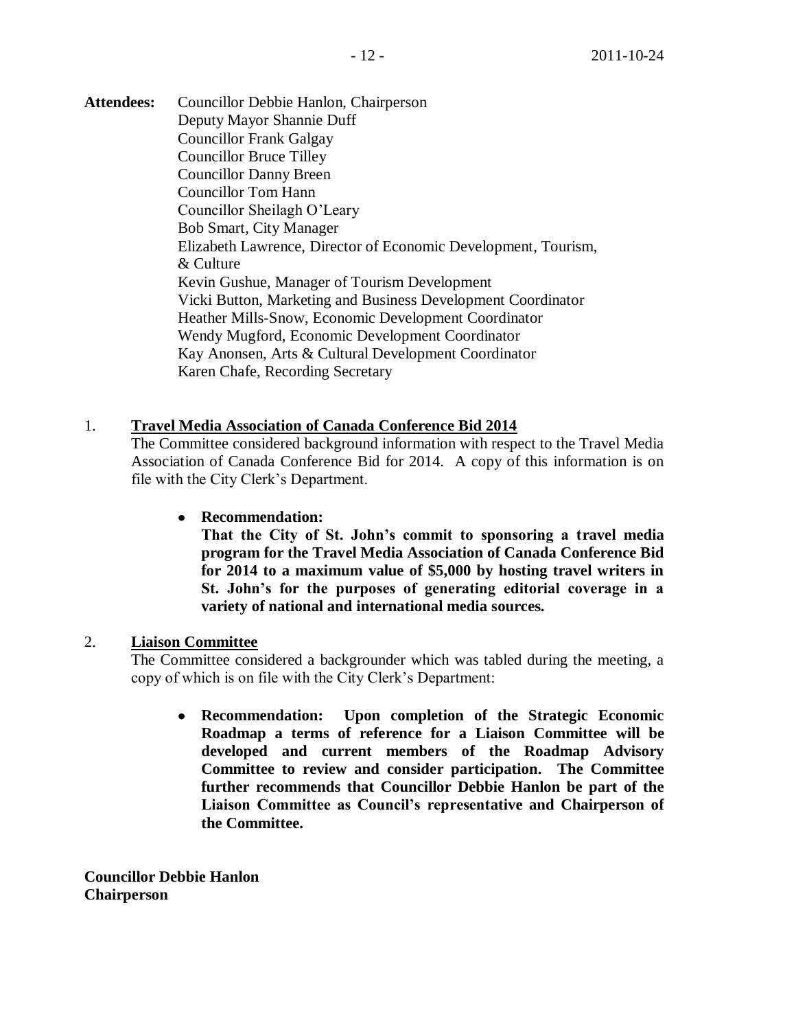**Attendees:** Councillor Debbie Hanlon, Chairperson
Deputy Mayor Shannie Duff
Councillor Frank Galgay
Councillor Bruce Tilley
Councillor Danny Breen
Councillor Tom Hann
Councillor Sheilagh O'Leary
Bob Smart, City Manager
Elizabeth Lawrence, Director of Economic Development, Tourism, & Culture
Kevin Gushue, Manager of Tourism Development
Vicki Button, Marketing and Business Development Coordinator
Heather Mills-Snow, Economic Development Coordinator
Wendy Mugford, Economic Development Coordinator
Kay Anonsen, Arts & Cultural Development Coordinator
Karen Chafe, Recording Secretary

1. **Travel Media Association of Canada Conference Bid 2014**

   The Committee considered background information with respect to the Travel Media Association of Canada Conference Bid for 2014. A copy of this information is on file with the City Clerk's Department.

   - **Recommendation:**
     **That the City of St. John's commit to sponsoring a travel media program for the Travel Media Association of Canada Conference Bid for 2014 to a maximum value of $5,000 by hosting travel writers in St. John's for the purposes of generating editorial coverage in a variety of national and international media sources.**

2. **Liaison Committee**

   The Committee considered a backgrounder which was tabled during the meeting, a copy of which is on file with the City Clerk's Department:

   - **Recommendation: Upon completion of the Strategic Economic Roadmap a terms of reference for a Liaison Committee will be developed and current members of the Roadmap Advisory Committee to review and consider participation. The Committee further recommends that Councillor Debbie Hanlon be part of the Liaison Committee as Council's representative and Chairperson of the Committee.**

**Councillor Debbie Hanlon**
**Chairperson**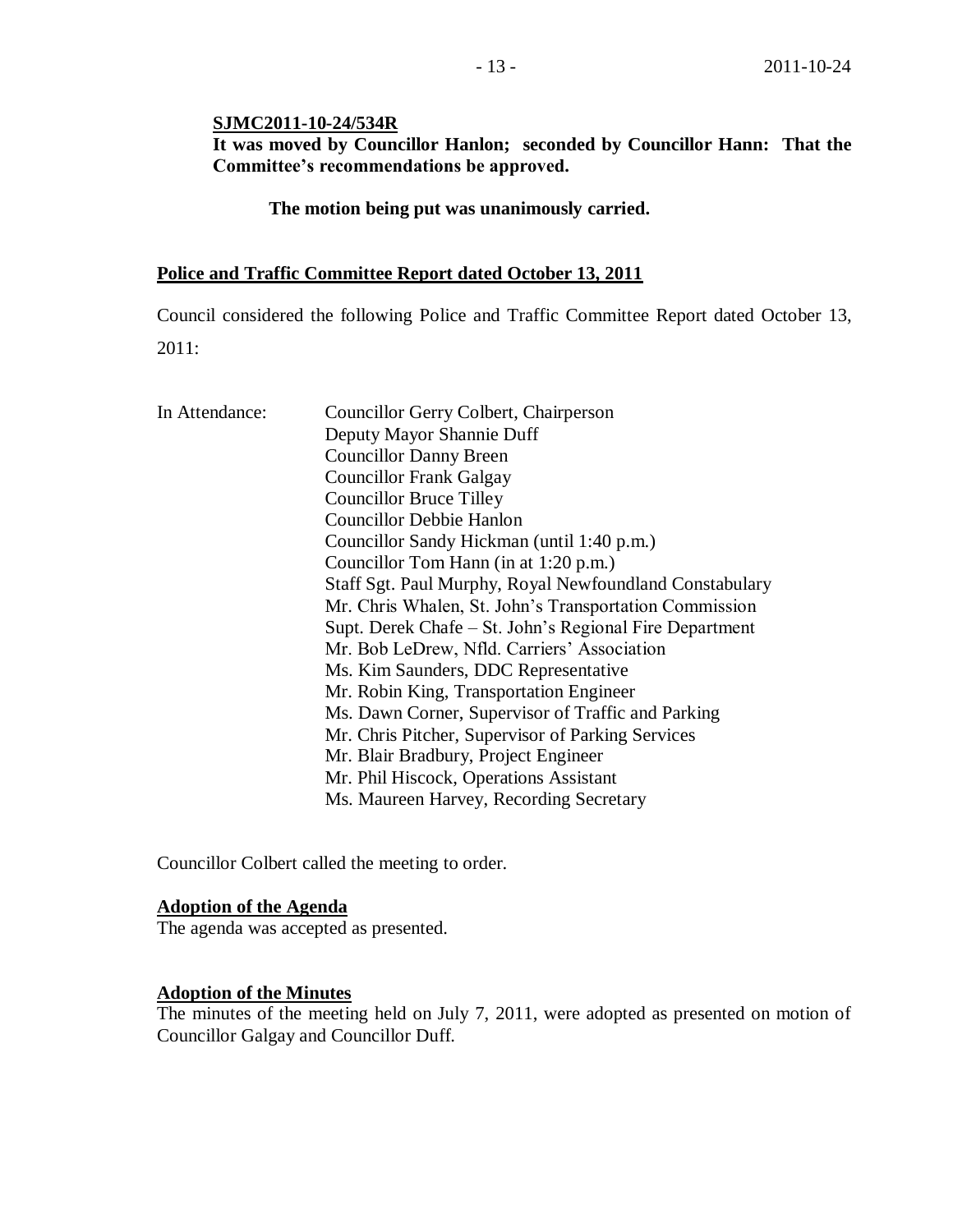**SJMC2011-10-24/534R**
**It was moved by Councillor Hanlon; seconded by Councillor Hann: That the Committee's recommendations be approved.**

**The motion being put was unanimously carried.**

## Police and Traffic Committee Report dated October 13, 2011

Council considered the following Police and Traffic Committee Report dated October 13, 2011:

In Attendance:
Councillor Gerry Colbert, Chairperson
Deputy Mayor Shannie Duff
Councillor Danny Breen
Councillor Frank Galgay
Councillor Bruce Tilley
Councillor Debbie Hanlon
Councillor Sandy Hickman (until 1:40 p.m.)
Councillor Tom Hann (in at 1:20 p.m.)
Staff Sgt. Paul Murphy, Royal Newfoundland Constabulary
Mr. Chris Whalen, St. John's Transportation Commission
Supt. Derek Chafe – St. John's Regional Fire Department
Mr. Bob LeDrew, Nfld. Carriers' Association
Ms. Kim Saunders, DDC Representative
Mr. Robin King, Transportation Engineer
Ms. Dawn Corner, Supervisor of Traffic and Parking
Mr. Chris Pitcher, Supervisor of Parking Services
Mr. Blair Bradbury, Project Engineer
Mr. Phil Hiscock, Operations Assistant
Ms. Maureen Harvey, Recording Secretary

Councillor Colbert called the meeting to order.

### Adoption of the Agenda

The agenda was accepted as presented.

### Adoption of the Minutes

The minutes of the meeting held on July 7, 2011, were adopted as presented on motion of Councillor Galgay and Councillor Duff.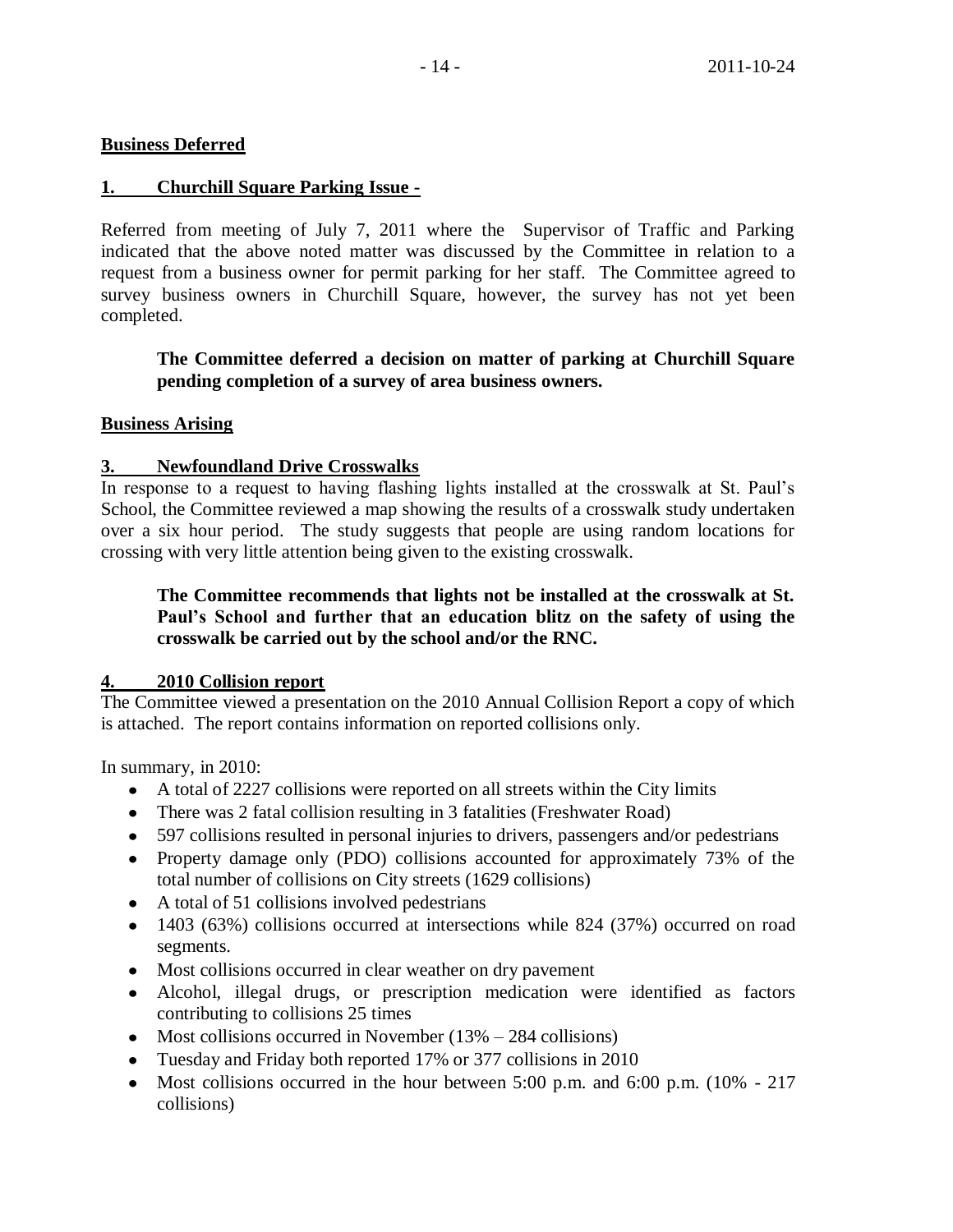**Business Deferred**

**1. Churchill Square Parking Issue -**

Referred from meeting of July 7, 2011 where the Supervisor of Traffic and Parking indicated that the above noted matter was discussed by the Committee in relation to a request from a business owner for permit parking for her staff. The Committee agreed to survey business owners in Churchill Square, however, the survey has not yet been completed.

> **The Committee deferred a decision on matter of parking at Churchill Square pending completion of a survey of area business owners.**

**Business Arising**

**3. Newfoundland Drive Crosswalks**

In response to a request to having flashing lights installed at the crosswalk at St. Paul's School, the Committee reviewed a map showing the results of a crosswalk study undertaken over a six hour period. The study suggests that people are using random locations for crossing with very little attention being given to the existing crosswalk.

> **The Committee recommends that lights not be installed at the crosswalk at St. Paul's School and further that an education blitz on the safety of using the crosswalk be carried out by the school and/or the RNC.**

**4. 2010 Collision report**

The Committee viewed a presentation on the 2010 Annual Collision Report a copy of which is attached. The report contains information on reported collisions only.

In summary, in 2010:

- A total of 2227 collisions were reported on all streets within the City limits
- There was 2 fatal collision resulting in 3 fatalities (Freshwater Road)
- 597 collisions resulted in personal injuries to drivers, passengers and/or pedestrians
- Property damage only (PDO) collisions accounted for approximately 73% of the total number of collisions on City streets (1629 collisions)
- A total of 51 collisions involved pedestrians
- 1403 (63%) collisions occurred at intersections while 824 (37%) occurred on road segments.
- Most collisions occurred in clear weather on dry pavement
- Alcohol, illegal drugs, or prescription medication were identified as factors contributing to collisions 25 times
- Most collisions occurred in November (13% – 284 collisions)
- Tuesday and Friday both reported 17% or 377 collisions in 2010
- Most collisions occurred in the hour between 5:00 p.m. and 6:00 p.m. (10% - 217 collisions)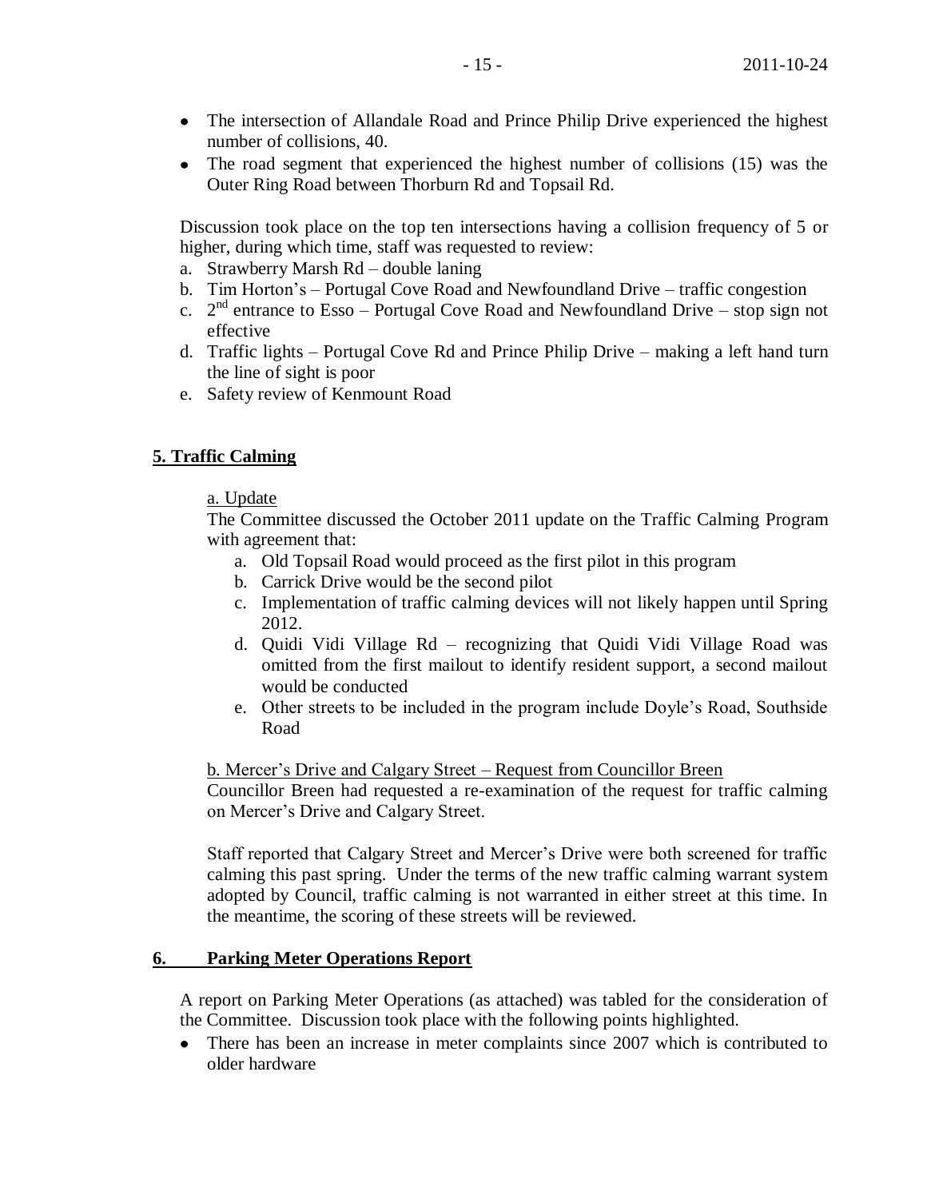- The intersection of Allandale Road and Prince Philip Drive experienced the highest number of collisions, 40.
- The road segment that experienced the highest number of collisions (15) was the Outer Ring Road between Thorburn Rd and Topsail Rd.

Discussion took place on the top ten intersections having a collision frequency of 5 or higher, during which time, staff was requested to review:

a. Strawberry Marsh Rd – double laning
b. Tim Horton's – Portugal Cove Road and Newfoundland Drive – traffic congestion
c. 2nd entrance to Esso – Portugal Cove Road and Newfoundland Drive – stop sign not effective
d. Traffic lights – Portugal Cove Rd and Prince Philip Drive – making a left hand turn the line of sight is poor
e. Safety review of Kenmount Road

## 5. Traffic Calming

a. Update

The Committee discussed the October 2011 update on the Traffic Calming Program with agreement that:

a. Old Topsail Road would proceed as the first pilot in this program
b. Carrick Drive would be the second pilot
c. Implementation of traffic calming devices will not likely happen until Spring 2012.
d. Quidi Vidi Village Rd – recognizing that Quidi Vidi Village Road was omitted from the first mailout to identify resident support, a second mailout would be conducted
e. Other streets to be included in the program include Doyle's Road, Southside Road

b. Mercer's Drive and Calgary Street – Request from Councillor Breen

Councillor Breen had requested a re-examination of the request for traffic calming on Mercer's Drive and Calgary Street.

Staff reported that Calgary Street and Mercer's Drive were both screened for traffic calming this past spring. Under the terms of the new traffic calming warrant system adopted by Council, traffic calming is not warranted in either street at this time. In the meantime, the scoring of these streets will be reviewed.

## 6. Parking Meter Operations Report

A report on Parking Meter Operations (as attached) was tabled for the consideration of the Committee. Discussion took place with the following points highlighted.

- There has been an increase in meter complaints since 2007 which is contributed to older hardware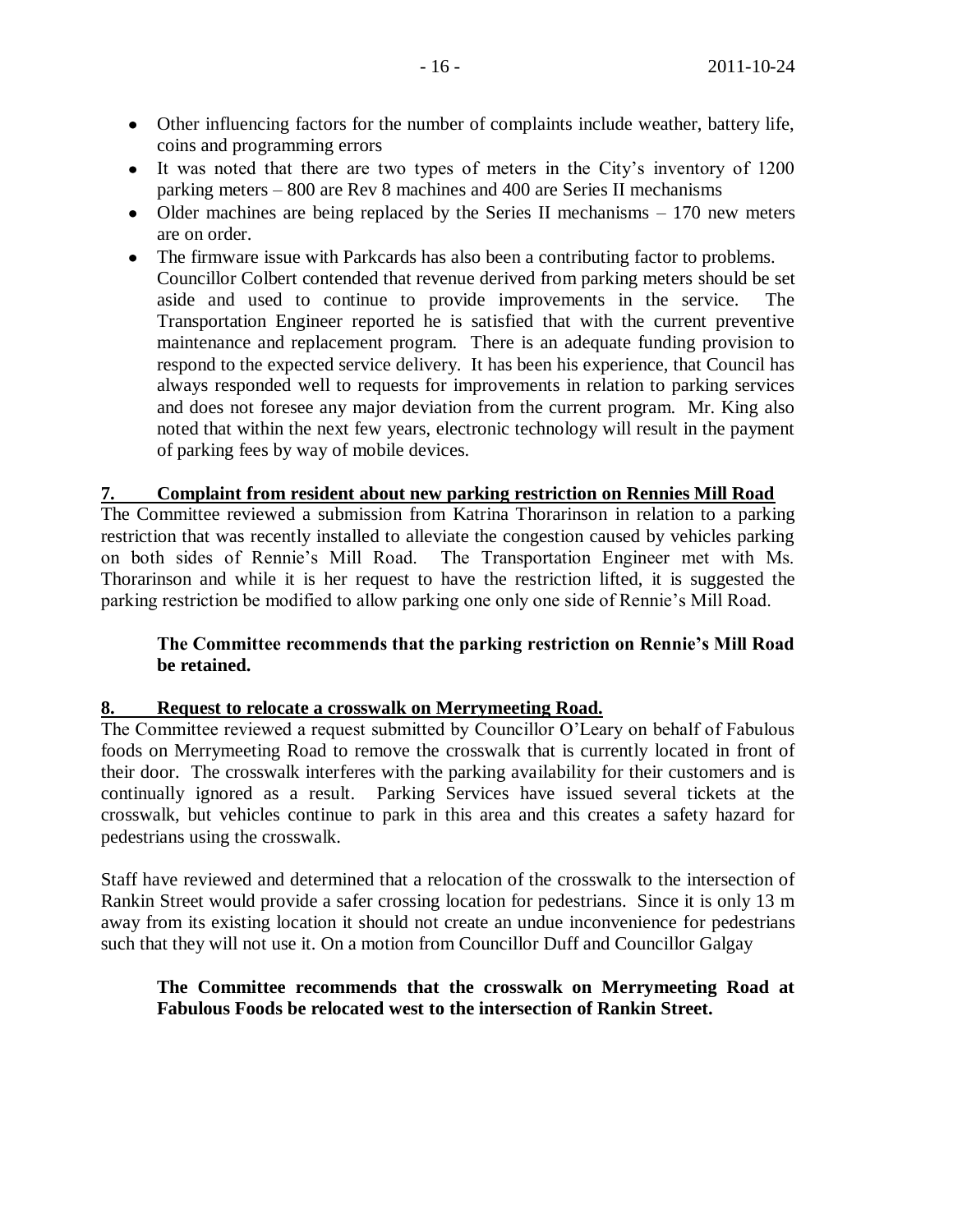- Other influencing factors for the number of complaints include weather, battery life, coins and programming errors
- It was noted that there are two types of meters in the City's inventory of 1200 parking meters – 800 are Rev 8 machines and 400 are Series II mechanisms
- Older machines are being replaced by the Series II mechanisms – 170 new meters are on order.
- The firmware issue with Parkcards has also been a contributing factor to problems.

Councillor Colbert contended that revenue derived from parking meters should be set aside and used to continue to provide improvements in the service. The Transportation Engineer reported he is satisfied that with the current preventive maintenance and replacement program. There is an adequate funding provision to respond to the expected service delivery. It has been his experience, that Council has always responded well to requests for improvements in relation to parking services and does not foresee any major deviation from the current program. Mr. King also noted that within the next few years, electronic technology will result in the payment of parking fees by way of mobile devices.

## 7. Complaint from resident about new parking restriction on Rennies Mill Road

The Committee reviewed a submission from Katrina Thorarinson in relation to a parking restriction that was recently installed to alleviate the congestion caused by vehicles parking on both sides of Rennie's Mill Road. The Transportation Engineer met with Ms. Thorarinson and while it is her request to have the restriction lifted, it is suggested the parking restriction be modified to allow parking one only one side of Rennie's Mill Road.

**The Committee recommends that the parking restriction on Rennie's Mill Road be retained.**

## 8. Request to relocate a crosswalk on Merrymeeting Road.

The Committee reviewed a request submitted by Councillor O'Leary on behalf of Fabulous foods on Merrymeeting Road to remove the crosswalk that is currently located in front of their door. The crosswalk interferes with the parking availability for their customers and is continually ignored as a result. Parking Services have issued several tickets at the crosswalk, but vehicles continue to park in this area and this creates a safety hazard for pedestrians using the crosswalk.

Staff have reviewed and determined that a relocation of the crosswalk to the intersection of Rankin Street would provide a safer crossing location for pedestrians. Since it is only 13 m away from its existing location it should not create an undue inconvenience for pedestrians such that they will not use it. On a motion from Councillor Duff and Councillor Galgay

**The Committee recommends that the crosswalk on Merrymeeting Road at Fabulous Foods be relocated west to the intersection of Rankin Street.**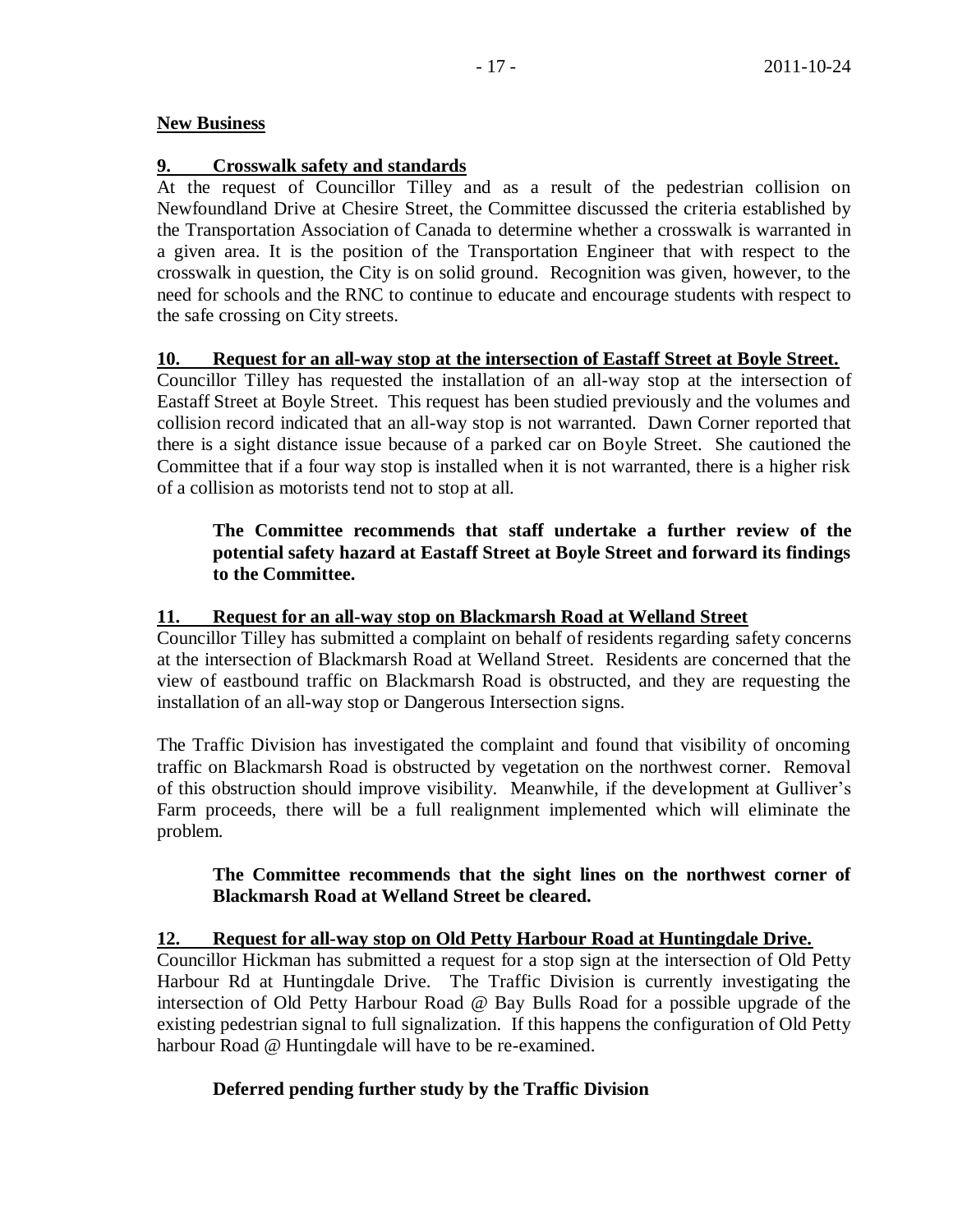**New Business**

**9. Crosswalk safety and standards**

At the request of Councillor Tilley and as a result of the pedestrian collision on Newfoundland Drive at Chesire Street, the Committee discussed the criteria established by the Transportation Association of Canada to determine whether a crosswalk is warranted in a given area. It is the position of the Transportation Engineer that with respect to the crosswalk in question, the City is on solid ground. Recognition was given, however, to the need for schools and the RNC to continue to educate and encourage students with respect to the safe crossing on City streets.

**10. Request for an all-way stop at the intersection of Eastaff Street at Boyle Street.**

Councillor Tilley has requested the installation of an all-way stop at the intersection of Eastaff Street at Boyle Street. This request has been studied previously and the volumes and collision record indicated that an all-way stop is not warranted. Dawn Corner reported that there is a sight distance issue because of a parked car on Boyle Street. She cautioned the Committee that if a four way stop is installed when it is not warranted, there is a higher risk of a collision as motorists tend not to stop at all.

> **The Committee recommends that staff undertake a further review of the potential safety hazard at Eastaff Street at Boyle Street and forward its findings to the Committee.**

**11. Request for an all-way stop on Blackmarsh Road at Welland Street**

Councillor Tilley has submitted a complaint on behalf of residents regarding safety concerns at the intersection of Blackmarsh Road at Welland Street. Residents are concerned that the view of eastbound traffic on Blackmarsh Road is obstructed, and they are requesting the installation of an all-way stop or Dangerous Intersection signs.

The Traffic Division has investigated the complaint and found that visibility of oncoming traffic on Blackmarsh Road is obstructed by vegetation on the northwest corner. Removal of this obstruction should improve visibility. Meanwhile, if the development at Gulliver's Farm proceeds, there will be a full realignment implemented which will eliminate the problem.

> **The Committee recommends that the sight lines on the northwest corner of Blackmarsh Road at Welland Street be cleared.**

**12. Request for all-way stop on Old Petty Harbour Road at Huntingdale Drive.**

Councillor Hickman has submitted a request for a stop sign at the intersection of Old Petty Harbour Rd at Huntingdale Drive. The Traffic Division is currently investigating the intersection of Old Petty Harbour Road @ Bay Bulls Road for a possible upgrade of the existing pedestrian signal to full signalization. If this happens the configuration of Old Petty harbour Road @ Huntingdale will have to be re-examined.

> **Deferred pending further study by the Traffic Division**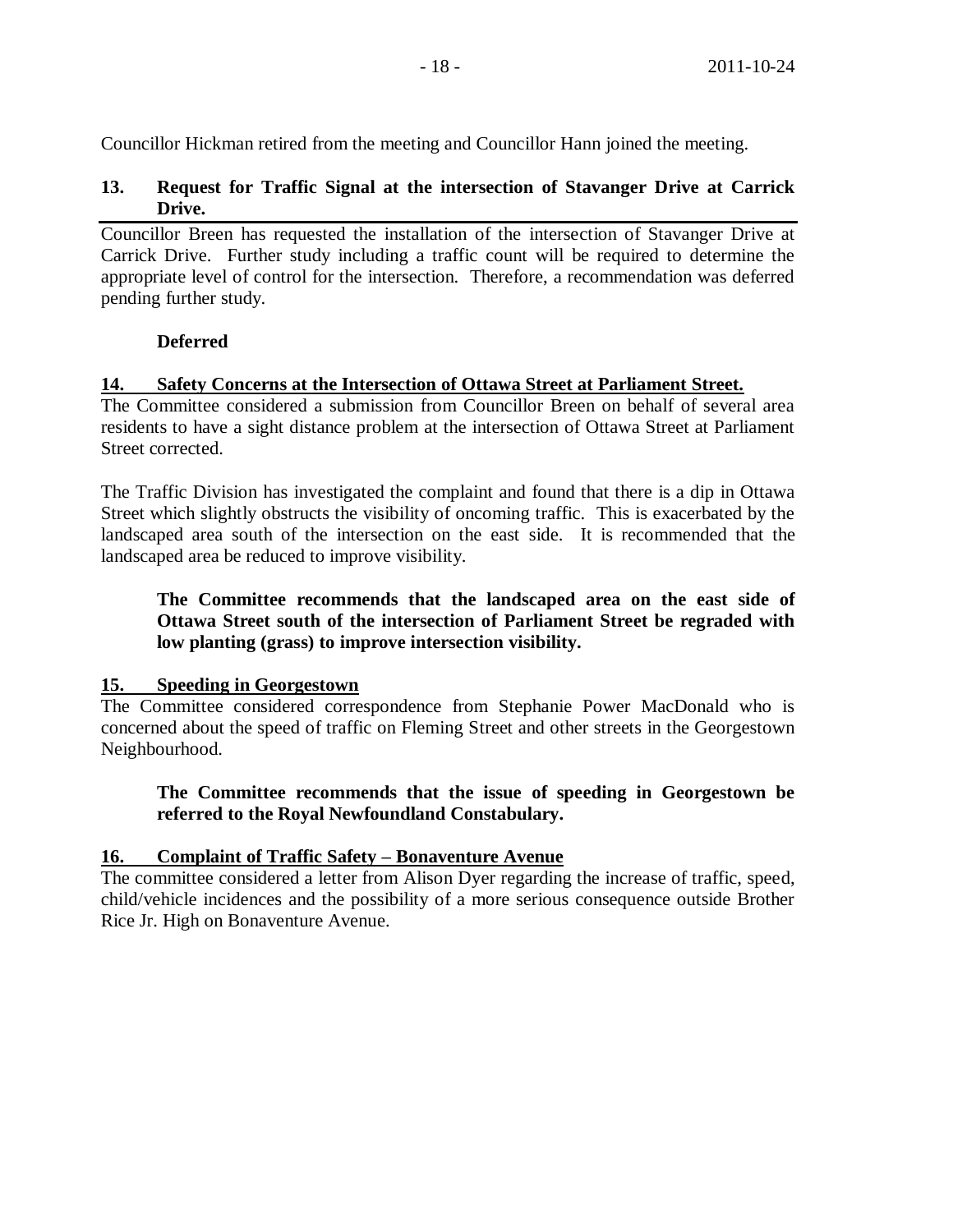Councillor Hickman retired from the meeting and Councillor Hann joined the meeting.

**13. Request for Traffic Signal at the intersection of Stavanger Drive at Carrick Drive.**

Councillor Breen has requested the installation of the intersection of Stavanger Drive at Carrick Drive. Further study including a traffic count will be required to determine the appropriate level of control for the intersection. Therefore, a recommendation was deferred pending further study.

**Deferred**

**14. Safety Concerns at the Intersection of Ottawa Street at Parliament Street.**

The Committee considered a submission from Councillor Breen on behalf of several area residents to have a sight distance problem at the intersection of Ottawa Street at Parliament Street corrected.

The Traffic Division has investigated the complaint and found that there is a dip in Ottawa Street which slightly obstructs the visibility of oncoming traffic. This is exacerbated by the landscaped area south of the intersection on the east side. It is recommended that the landscaped area be reduced to improve visibility.

**The Committee recommends that the landscaped area on the east side of Ottawa Street south of the intersection of Parliament Street be regraded with low planting (grass) to improve intersection visibility.**

**15. Speeding in Georgestown**

The Committee considered correspondence from Stephanie Power MacDonald who is concerned about the speed of traffic on Fleming Street and other streets in the Georgestown Neighbourhood.

**The Committee recommends that the issue of speeding in Georgestown be referred to the Royal Newfoundland Constabulary.**

**16. Complaint of Traffic Safety – Bonaventure Avenue**

The committee considered a letter from Alison Dyer regarding the increase of traffic, speed, child/vehicle incidences and the possibility of a more serious consequence outside Brother Rice Jr. High on Bonaventure Avenue.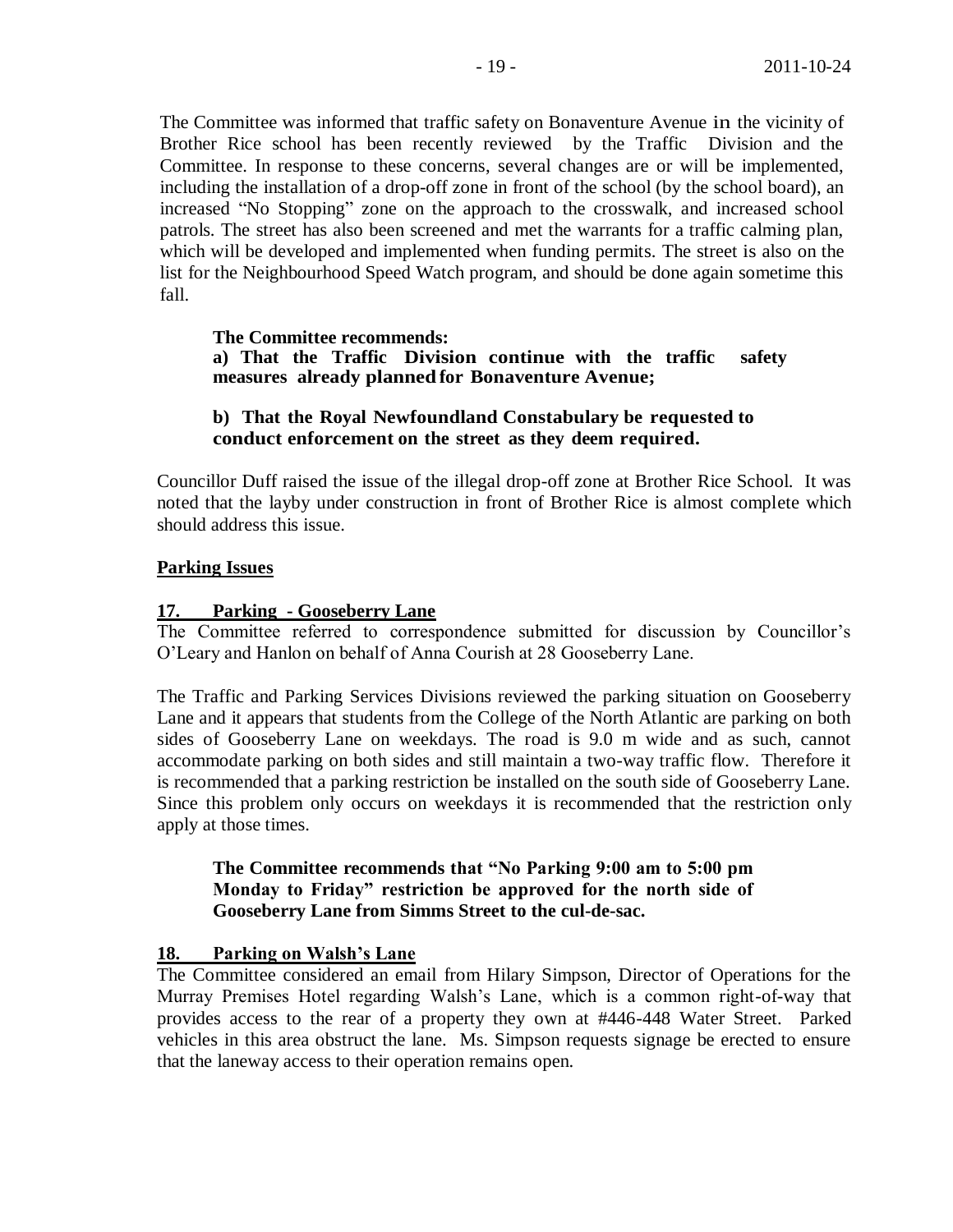The Committee was informed that traffic safety on Bonaventure Avenue in the vicinity of Brother Rice school has been recently reviewed by the Traffic Division and the Committee. In response to these concerns, several changes are or will be implemented, including the installation of a drop-off zone in front of the school (by the school board), an increased "No Stopping" zone on the approach to the crosswalk, and increased school patrols. The street has also been screened and met the warrants for a traffic calming plan, which will be developed and implemented when funding permits. The street is also on the list for the Neighbourhood Speed Watch program, and should be done again sometime this fall.

**The Committee recommends:**
**a) That the Traffic Division continue with the traffic safety measures already planned for Bonaventure Avenue;**

**b) That the Royal Newfoundland Constabulary be requested to conduct enforcement on the street as they deem required.**

Councillor Duff raised the issue of the illegal drop-off zone at Brother Rice School. It was noted that the layby under construction in front of Brother Rice is almost complete which should address this issue.

## Parking Issues

### 17. Parking - Gooseberry Lane

The Committee referred to correspondence submitted for discussion by Councillor's O'Leary and Hanlon on behalf of Anna Courish at 28 Gooseberry Lane.

The Traffic and Parking Services Divisions reviewed the parking situation on Gooseberry Lane and it appears that students from the College of the North Atlantic are parking on both sides of Gooseberry Lane on weekdays. The road is 9.0 m wide and as such, cannot accommodate parking on both sides and still maintain a two-way traffic flow. Therefore it is recommended that a parking restriction be installed on the south side of Gooseberry Lane. Since this problem only occurs on weekdays it is recommended that the restriction only apply at those times.

**The Committee recommends that "No Parking 9:00 am to 5:00 pm Monday to Friday" restriction be approved for the north side of Gooseberry Lane from Simms Street to the cul-de-sac.**

### 18. Parking on Walsh's Lane

The Committee considered an email from Hilary Simpson, Director of Operations for the Murray Premises Hotel regarding Walsh's Lane, which is a common right-of-way that provides access to the rear of a property they own at #446-448 Water Street. Parked vehicles in this area obstruct the lane. Ms. Simpson requests signage be erected to ensure that the laneway access to their operation remains open.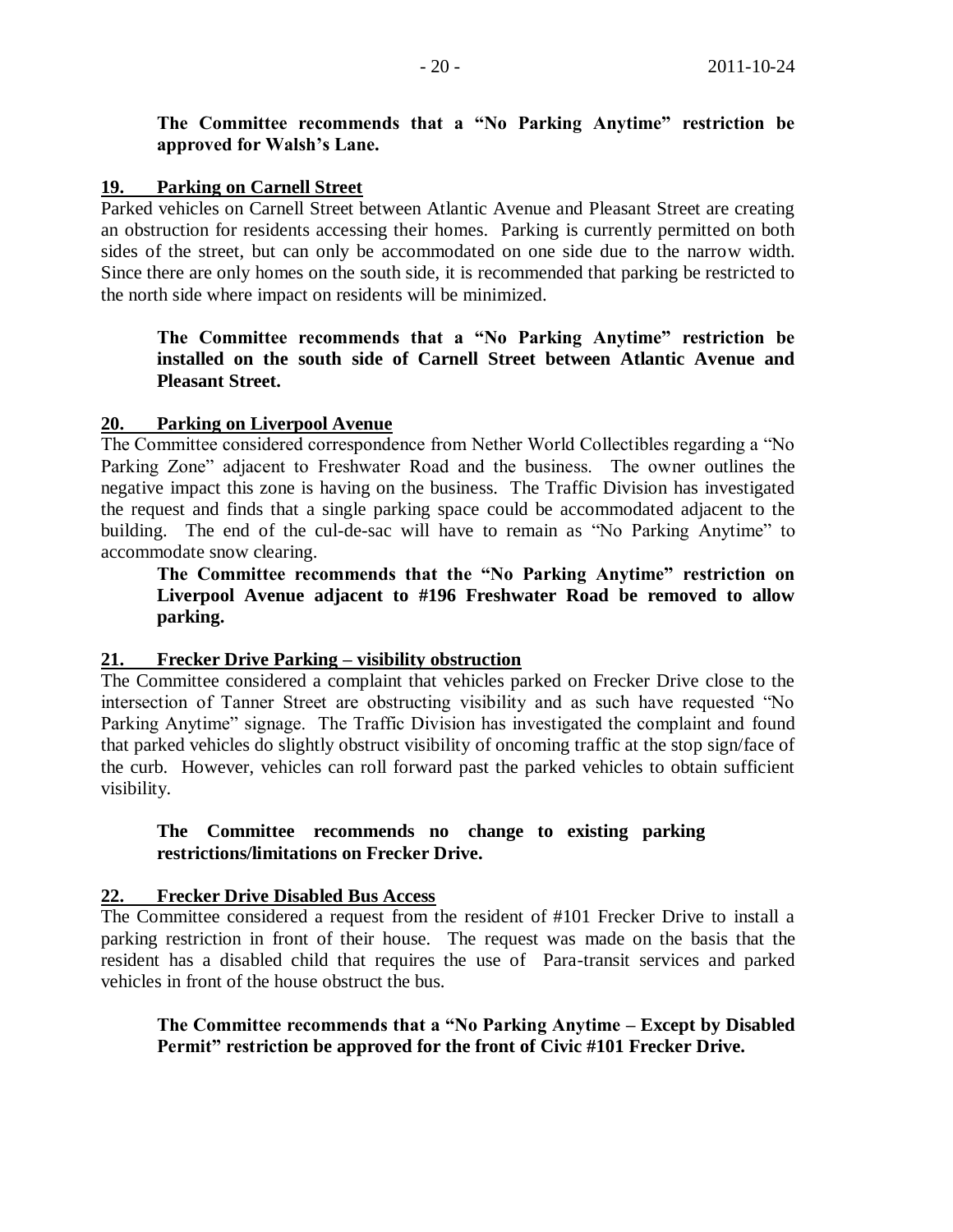**The Committee recommends that a "No Parking Anytime" restriction be approved for Walsh's Lane.**

**19. Parking on Carnell Street**

Parked vehicles on Carnell Street between Atlantic Avenue and Pleasant Street are creating an obstruction for residents accessing their homes. Parking is currently permitted on both sides of the street, but can only be accommodated on one side due to the narrow width. Since there are only homes on the south side, it is recommended that parking be restricted to the north side where impact on residents will be minimized.

**The Committee recommends that a "No Parking Anytime" restriction be installed on the south side of Carnell Street between Atlantic Avenue and Pleasant Street.**

**20. Parking on Liverpool Avenue**

The Committee considered correspondence from Nether World Collectibles regarding a "No Parking Zone" adjacent to Freshwater Road and the business. The owner outlines the negative impact this zone is having on the business. The Traffic Division has investigated the request and finds that a single parking space could be accommodated adjacent to the building. The end of the cul-de-sac will have to remain as "No Parking Anytime" to accommodate snow clearing.

**The Committee recommends that the "No Parking Anytime" restriction on Liverpool Avenue adjacent to #196 Freshwater Road be removed to allow parking.**

**21. Frecker Drive Parking – visibility obstruction**

The Committee considered a complaint that vehicles parked on Frecker Drive close to the intersection of Tanner Street are obstructing visibility and as such have requested "No Parking Anytime" signage. The Traffic Division has investigated the complaint and found that parked vehicles do slightly obstruct visibility of oncoming traffic at the stop sign/face of the curb. However, vehicles can roll forward past the parked vehicles to obtain sufficient visibility.

**The Committee recommends no change to existing parking restrictions/limitations on Frecker Drive.**

**22. Frecker Drive Disabled Bus Access**

The Committee considered a request from the resident of #101 Frecker Drive to install a parking restriction in front of their house. The request was made on the basis that the resident has a disabled child that requires the use of Para-transit services and parked vehicles in front of the house obstruct the bus.

**The Committee recommends that a "No Parking Anytime – Except by Disabled Permit" restriction be approved for the front of Civic #101 Frecker Drive.**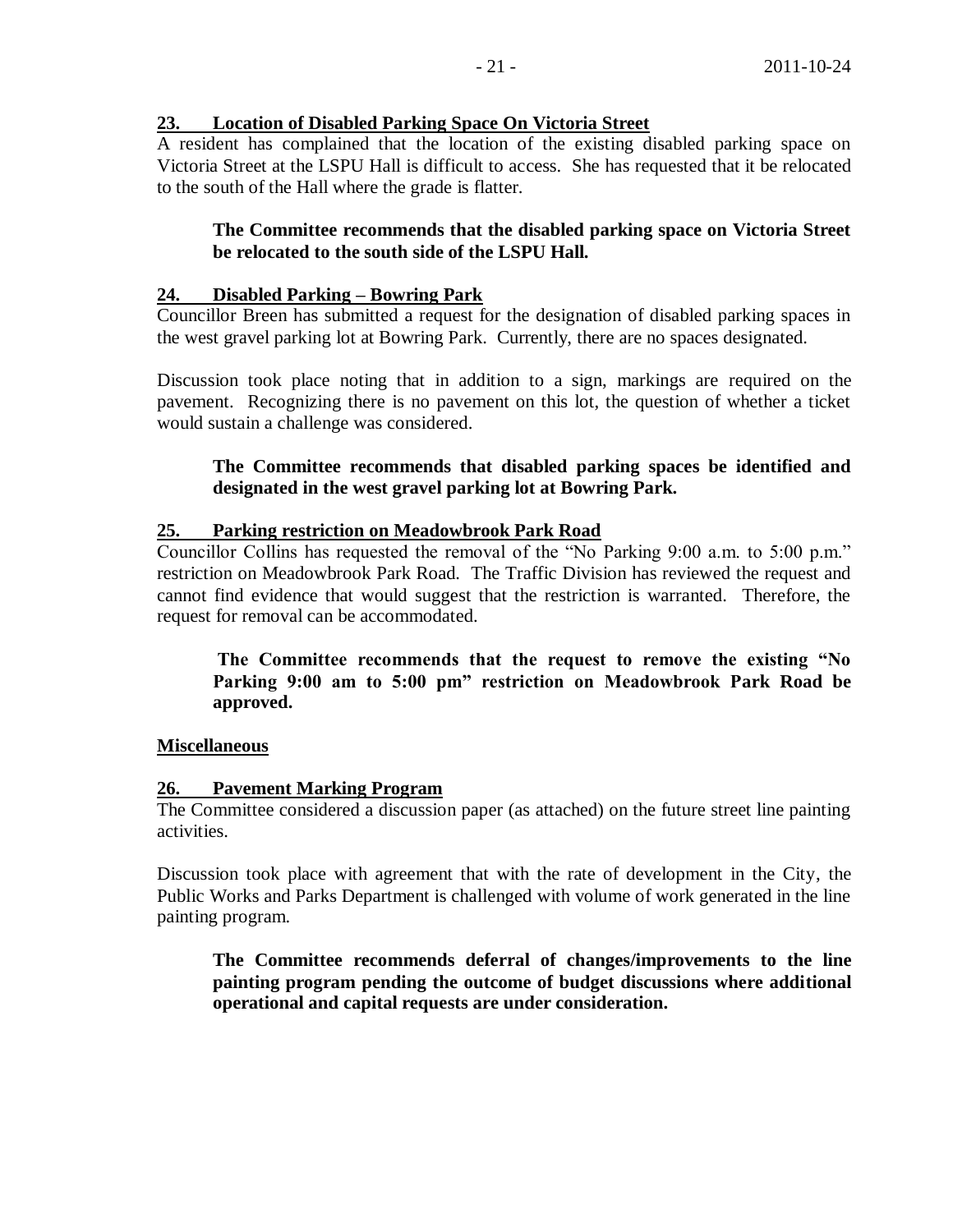**23. Location of Disabled Parking Space On Victoria Street**

A resident has complained that the location of the existing disabled parking space on Victoria Street at the LSPU Hall is difficult to access. She has requested that it be relocated to the south of the Hall where the grade is flatter.

> **The Committee recommends that the disabled parking space on Victoria Street be relocated to the south side of the LSPU Hall.**

**24. Disabled Parking – Bowring Park**

Councillor Breen has submitted a request for the designation of disabled parking spaces in the west gravel parking lot at Bowring Park. Currently, there are no spaces designated.

Discussion took place noting that in addition to a sign, markings are required on the pavement. Recognizing there is no pavement on this lot, the question of whether a ticket would sustain a challenge was considered.

> **The Committee recommends that disabled parking spaces be identified and designated in the west gravel parking lot at Bowring Park.**

**25. Parking restriction on Meadowbrook Park Road**

Councillor Collins has requested the removal of the "No Parking 9:00 a.m. to 5:00 p.m." restriction on Meadowbrook Park Road. The Traffic Division has reviewed the request and cannot find evidence that would suggest that the restriction is warranted. Therefore, the request for removal can be accommodated.

> **The Committee recommends that the request to remove the existing "No Parking 9:00 am to 5:00 pm" restriction on Meadowbrook Park Road be approved.**

**Miscellaneous**

**26. Pavement Marking Program**

The Committee considered a discussion paper (as attached) on the future street line painting activities.

Discussion took place with agreement that with the rate of development in the City, the Public Works and Parks Department is challenged with volume of work generated in the line painting program.

> **The Committee recommends deferral of changes/improvements to the line painting program pending the outcome of budget discussions where additional operational and capital requests are under consideration.**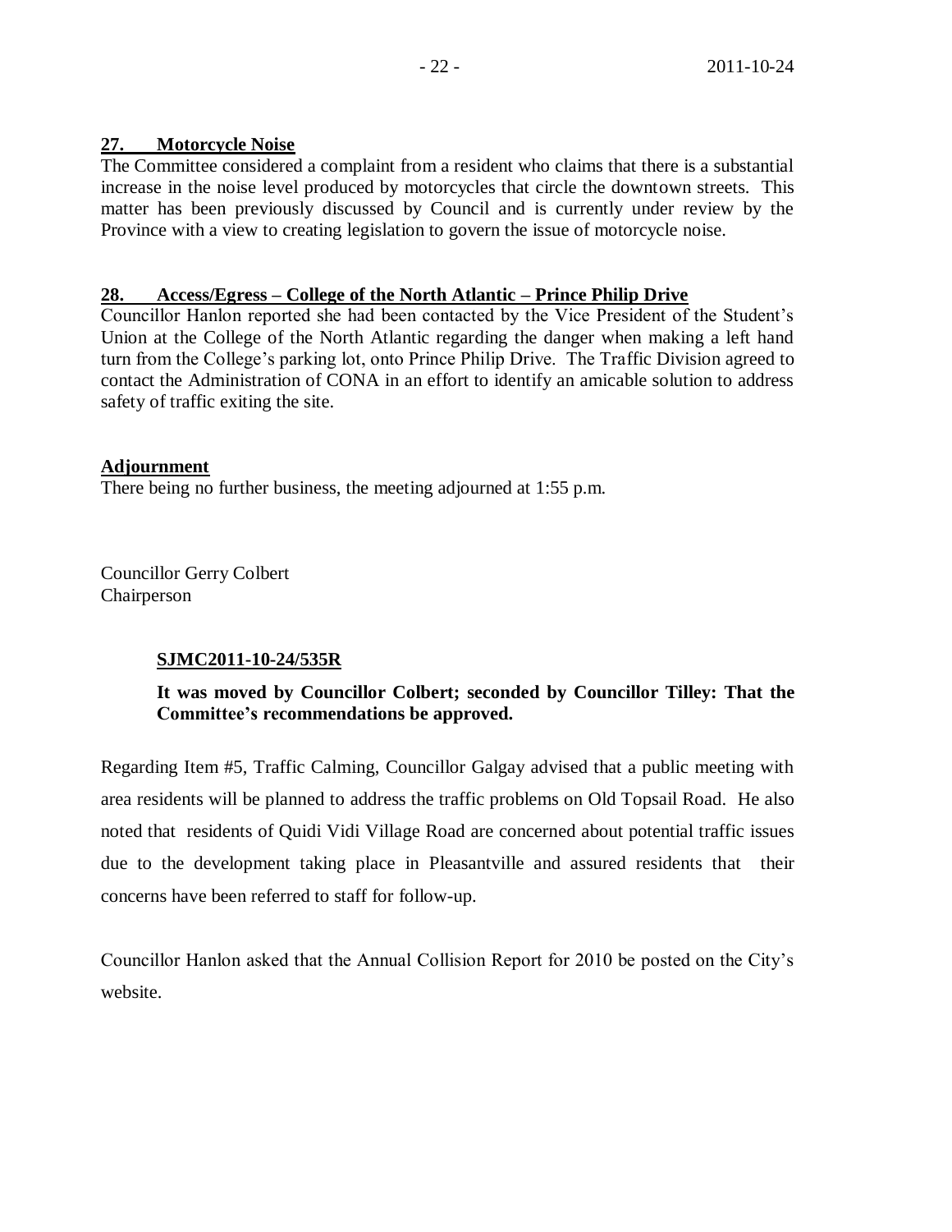**27. Motorcycle Noise**

The Committee considered a complaint from a resident who claims that there is a substantial increase in the noise level produced by motorcycles that circle the downtown streets. This matter has been previously discussed by Council and is currently under review by the Province with a view to creating legislation to govern the issue of motorcycle noise.

**28. Access/Egress – College of the North Atlantic – Prince Philip Drive**

Councillor Hanlon reported she had been contacted by the Vice President of the Student's Union at the College of the North Atlantic regarding the danger when making a left hand turn from the College's parking lot, onto Prince Philip Drive. The Traffic Division agreed to contact the Administration of CONA in an effort to identify an amicable solution to address safety of traffic exiting the site.

**Adjournment**

There being no further business, the meeting adjourned at 1:55 p.m.

Councillor Gerry Colbert
Chairperson

**SJMC2011-10-24/535R**

**It was moved by Councillor Colbert; seconded by Councillor Tilley: That the Committee's recommendations be approved.**

Regarding Item #5, Traffic Calming, Councillor Galgay advised that a public meeting with area residents will be planned to address the traffic problems on Old Topsail Road. He also noted that residents of Quidi Vidi Village Road are concerned about potential traffic issues due to the development taking place in Pleasantville and assured residents that their concerns have been referred to staff for follow-up.

Councillor Hanlon asked that the Annual Collision Report for 2010 be posted on the City's website.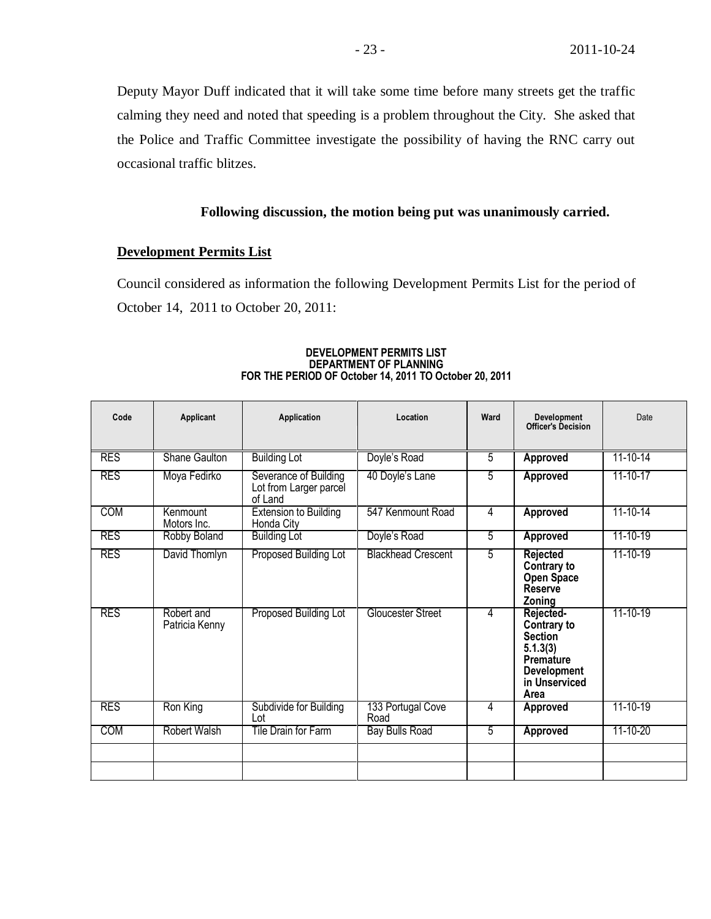Deputy Mayor Duff indicated that it will take some time before many streets get the traffic calming they need and noted that speeding is a problem throughout the City. She asked that the Police and Traffic Committee investigate the possibility of having the RNC carry out occasional traffic blitzes.

**Following discussion, the motion being put was unanimously carried.**

## Development Permits List

Council considered as information the following Development Permits List for the period of October 14, 2011 to October 20, 2011:

**DEVELOPMENT PERMITS LIST**
**DEPARTMENT OF PLANNING**
**FOR THE PERIOD OF October 14, 2011 TO October 20, 2011**

| Code | Applicant | Application | Location | Ward | Development Officer's Decision | Date |
|---|---|---|---|---|---|---|
| RES | Shane Gaulton | Building Lot | Doyle's Road | 5 | **Approved** | 11-10-14 |
| RES | Moya Fedirko | Severance of Building Lot from Larger parcel of Land | 40 Doyle's Lane | 5 | **Approved** | 11-10-17 |
| COM | Kenmount Motors Inc. | Extension to Building Honda City | 547 Kenmount Road | 4 | **Approved** | 11-10-14 |
| RES | Robby Boland | Building Lot | Doyle's Road | 5 | **Approved** | 11-10-19 |
| RES | David Thomlyn | Proposed Building Lot | Blackhead Crescent | 5 | **Rejected Contrary to Open Space Reserve Zoning** | 11-10-19 |
| RES | Robert and Patricia Kenny | Proposed Building Lot | Gloucester Street | 4 | **Rejected-Contrary to Section 5.1.3(3) Premature Development in Unserviced Area** | 11-10-19 |
| RES | Ron King | Subdivide for Building Lot | 133 Portugal Cove Road | 4 | **Approved** | 11-10-19 |
| COM | Robert Walsh | Tile Drain for Farm | Bay Bulls Road | 5 | **Approved** | 11-10-20 |
| | | | | | | |
| | | | | | | |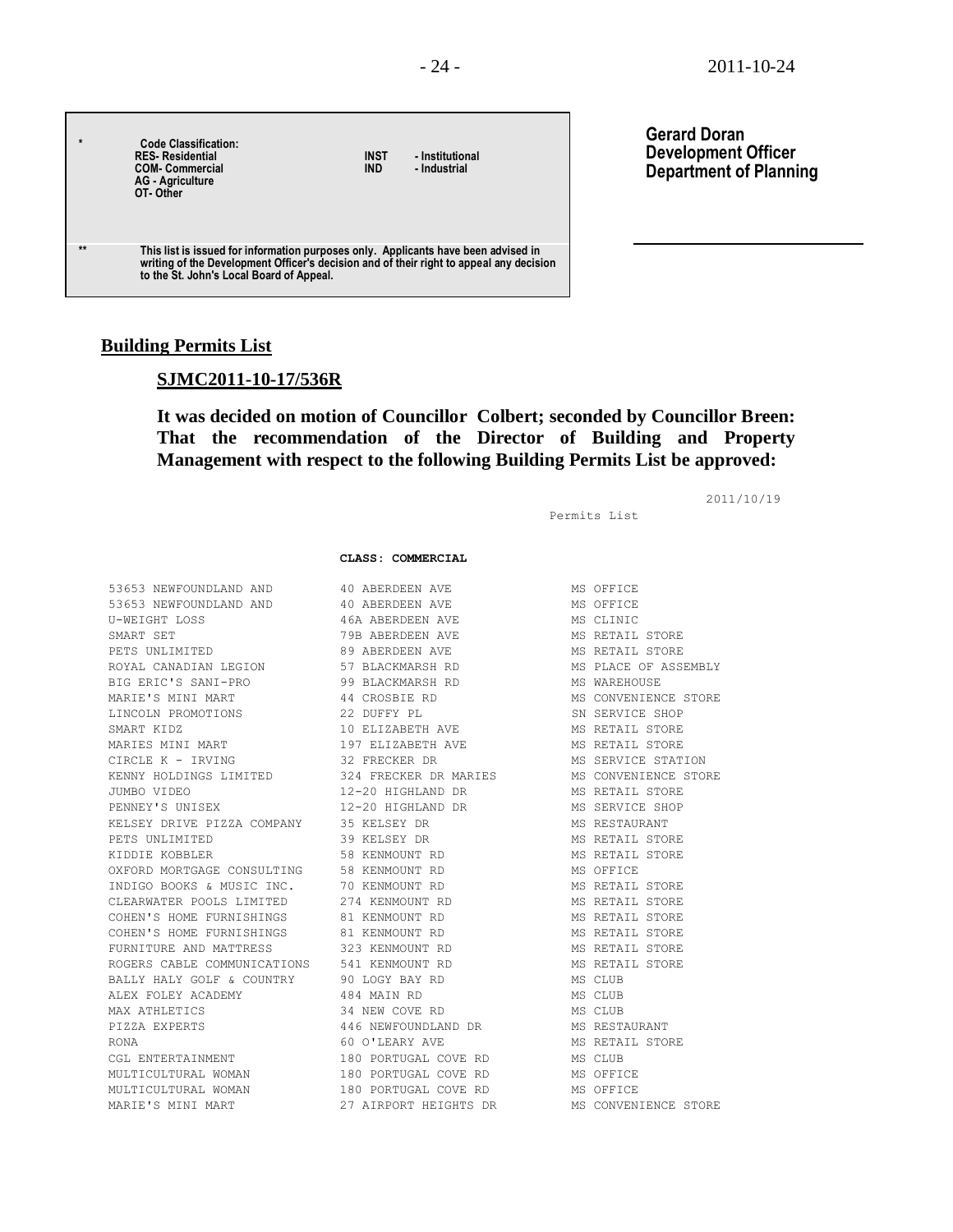| * | Code Classification: | | |
|---|---|---|---|
| | RES- Residential | INST | - Institutional |
| | COM- Commercial | IND | - Industrial |
| | AG - Agriculture | | |
| | OT- Other | | |
| ** | This list is issued for information purposes only. Applicants have been advised in writing of the Development Officer's decision and of their right to appeal any decision to the St. John's Local Board of Appeal. | | |

**Gerard Doran**
**Development Officer**
**Department of Planning**

## Building Permits List

### SJMC2011-10-17/536R

**It was decided on motion of Councillor Colbert; seconded by Councillor Breen: That the recommendation of the Director of Building and Property Management with respect to the following Building Permits List be approved:**

2011/10/19

Permits List

**CLASS: COMMERCIAL**

| | | |
|---|---|---|
| 53653 NEWFOUNDLAND AND | 40 ABERDEEN AVE | MS OFFICE |
| 53653 NEWFOUNDLAND AND | 40 ABERDEEN AVE | MS OFFICE |
| U-WEIGHT LOSS | 46A ABERDEEN AVE | MS CLINIC |
| SMART SET | 79B ABERDEEN AVE | MS RETAIL STORE |
| PETS UNLIMITED | 89 ABERDEEN AVE | MS RETAIL STORE |
| ROYAL CANADIAN LEGION | 57 BLACKMARSH RD | MS PLACE OF ASSEMBLY |
| BIG ERIC'S SANI-PRO | 99 BLACKMARSH RD | MS WAREHOUSE |
| MARIE'S MINI MART | 44 CROSBIE RD | MS CONVENIENCE STORE |
| LINCOLN PROMOTIONS | 22 DUFFY PL | SN SERVICE SHOP |
| SMART KIDZ | 10 ELIZABETH AVE | MS RETAIL STORE |
| MARIES MINI MART | 197 ELIZABETH AVE | MS RETAIL STORE |
| CIRCLE K - IRVING | 32 FRECKER DR | MS SERVICE STATION |
| KENNY HOLDINGS LIMITED | 324 FRECKER DR MARIES | MS CONVENIENCE STORE |
| JUMBO VIDEO | 12-20 HIGHLAND DR | MS RETAIL STORE |
| PENNEY'S UNISEX | 12-20 HIGHLAND DR | MS SERVICE SHOP |
| KELSEY DRIVE PIZZA COMPANY | 35 KELSEY DR | MS RESTAURANT |
| PETS UNLIMITED | 39 KELSEY DR | MS RETAIL STORE |
| KIDDIE KOBBLER | 58 KENMOUNT RD | MS RETAIL STORE |
| OXFORD MORTGAGE CONSULTING | 58 KENMOUNT RD | MS OFFICE |
| INDIGO BOOKS & MUSIC INC. | 70 KENMOUNT RD | MS RETAIL STORE |
| CLEARWATER POOLS LIMITED | 274 KENMOUNT RD | MS RETAIL STORE |
| COHEN'S HOME FURNISHINGS | 81 KENMOUNT RD | MS RETAIL STORE |
| COHEN'S HOME FURNISHINGS | 81 KENMOUNT RD | MS RETAIL STORE |
| FURNITURE AND MATTRESS | 323 KENMOUNT RD | MS RETAIL STORE |
| ROGERS CABLE COMMUNICATIONS | 541 KENMOUNT RD | MS RETAIL STORE |
| BALLY HALY GOLF & COUNTRY | 90 LOGY BAY RD | MS CLUB |
| ALEX FOLEY ACADEMY | 484 MAIN RD | MS CLUB |
| MAX ATHLETICS | 34 NEW COVE RD | MS CLUB |
| PIZZA EXPERTS | 446 NEWFOUNDLAND DR | MS RESTAURANT |
| RONA | 60 O'LEARY AVE | MS RETAIL STORE |
| CGL ENTERTAINMENT | 180 PORTUGAL COVE RD | MS CLUB |
| MULTICULTURAL WOMAN | 180 PORTUGAL COVE RD | MS OFFICE |
| MULTICULTURAL WOMAN | 180 PORTUGAL COVE RD | MS OFFICE |
| MARIE'S MINI MART | 27 AIRPORT HEIGHTS DR | MS CONVENIENCE STORE |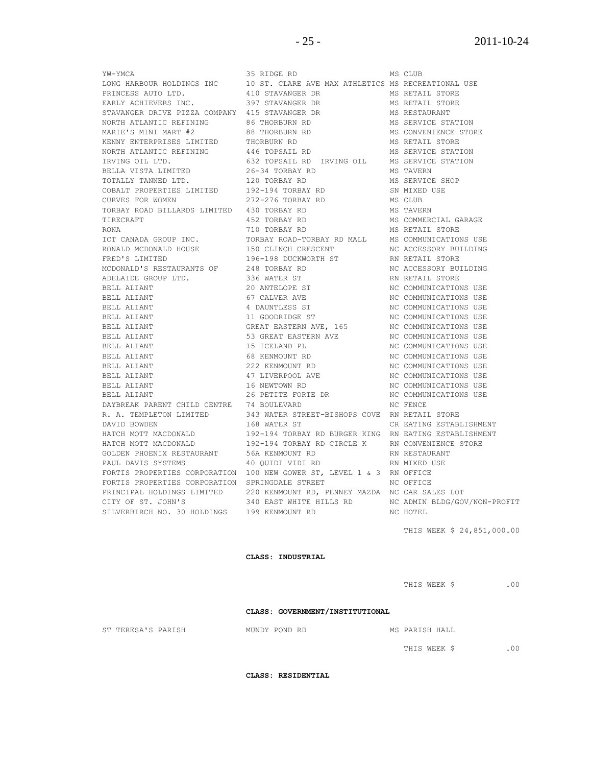| | | |
|---|---|---|
| YW-YMCA | 35 RIDGE RD | MS CLUB |
| LONG HARBOUR HOLDINGS INC | 10 ST. CLARE AVE MAX ATHLETICS | MS RECREATIONAL USE |
| PRINCESS AUTO LTD. | 410 STAVANGER DR | MS RETAIL STORE |
| EARLY ACHIEVERS INC. | 397 STAVANGER DR | MS RETAIL STORE |
| STAVANGER DRIVE PIZZA COMPANY | 415 STAVANGER DR | MS RESTAURANT |
| NORTH ATLANTIC REFINING | 86 THORBURN RD | MS SERVICE STATION |
| MARIE'S MINI MART #2 | 88 THORBURN RD | MS CONVENIENCE STORE |
| KENNY ENTERPRISES LIMITED | THORBURN RD | MS RETAIL STORE |
| NORTH ATLANTIC REFINING | 446 TOPSAIL RD | MS SERVICE STATION |
| IRVING OIL LTD. | 632 TOPSAIL RD IRVING OIL | MS SERVICE STATION |
| BELLA VISTA LIMITED | 26-34 TORBAY RD | MS TAVERN |
| TOTALLY TANNED LTD. | 120 TORBAY RD | MS SERVICE SHOP |
| COBALT PROPERTIES LIMITED | 192-194 TORBAY RD | SN MIXED USE |
| CURVES FOR WOMEN | 272-276 TORBAY RD | MS CLUB |
| TORBAY ROAD BILLARDS LIMITED | 430 TORBAY RD | MS TAVERN |
| TIRECRAFT | 452 TORBAY RD | MS COMMERCIAL GARAGE |
| RONA | 710 TORBAY RD | MS RETAIL STORE |
| ICT CANADA GROUP INC. | TORBAY ROAD-TORBAY RD MALL | MS COMMUNICATIONS USE |
| RONALD MCDONALD HOUSE | 150 CLINCH CRESCENT | NC ACCESSORY BUILDING |
| FRED'S LIMITED | 196-198 DUCKWORTH ST | RN RETAIL STORE |
| MCDONALD'S RESTAURANTS OF | 248 TORBAY RD | NC ACCESSORY BUILDING |
| ADELAIDE GROUP LTD. | 336 WATER ST | RN RETAIL STORE |
| BELL ALIANT | 20 ANTELOPE ST | NC COMMUNICATIONS USE |
| BELL ALIANT | 67 CALVER AVE | NC COMMUNICATIONS USE |
| BELL ALIANT | 4 DAUNTLESS ST | NC COMMUNICATIONS USE |
| BELL ALIANT | 11 GOODRIDGE ST | NC COMMUNICATIONS USE |
| BELL ALIANT | GREAT EASTERN AVE, 165 | NC COMMUNICATIONS USE |
| BELL ALIANT | 53 GREAT EASTERN AVE | NC COMMUNICATIONS USE |
| BELL ALIANT | 15 ICELAND PL | NC COMMUNICATIONS USE |
| BELL ALIANT | 68 KENMOUNT RD | NC COMMUNICATIONS USE |
| BELL ALIANT | 222 KENMOUNT RD | NC COMMUNICATIONS USE |
| BELL ALIANT | 47 LIVERPOOL AVE | NC COMMUNICATIONS USE |
| BELL ALIANT | 16 NEWTOWN RD | NC COMMUNICATIONS USE |
| BELL ALIANT | 26 PETITE FORTE DR | NC COMMUNICATIONS USE |
| DAYBREAK PARENT CHILD CENTRE | 74 BOULEVARD | NC FENCE |
| R. A. TEMPLETON LIMITED | 343 WATER STREET-BISHOPS COVE | RN RETAIL STORE |
| DAVID BOWDEN | 168 WATER ST | CR EATING ESTABLISHMENT |
| HATCH MOTT MACDONALD | 192-194 TORBAY RD BURGER KING | RN EATING ESTABLISHMENT |
| HATCH MOTT MACDONALD | 192-194 TORBAY RD CIRCLE K | RN CONVENIENCE STORE |
| GOLDEN PHOENIX RESTAURANT | 56A KENMOUNT RD | RN RESTAURANT |
| PAUL DAVIS SYSTEMS | 40 QUIDI VIDI RD | RN MIXED USE |
| FORTIS PROPERTIES CORPORATION | 100 NEW GOWER ST, LEVEL 1 & 3 | RN OFFICE |
| FORTIS PROPERTIES CORPORATION | SPRINGDALE STREET | NC OFFICE |
| PRINCIPAL HOLDINGS LIMITED | 220 KENMOUNT RD, PENNEY MAZDA | NC CAR SALES LOT |
| CITY OF ST. JOHN'S | 340 EAST WHITE HILLS RD | NC ADMIN BLDG/GOV/NON-PROFIT |
| SILVERBIRCH NO. 30 HOLDINGS | 199 KENMOUNT RD | NC HOTEL |

THIS WEEK $ 24,851,000.00

**CLASS: INDUSTRIAL**

THIS WEEK $ .00

**CLASS: GOVERNMENT/INSTITUTIONAL**

| | | |
|---|---|---|
| ST TERESA'S PARISH | MUNDY POND RD | MS PARISH HALL |

THIS WEEK $ .00

**CLASS: RESIDENTIAL**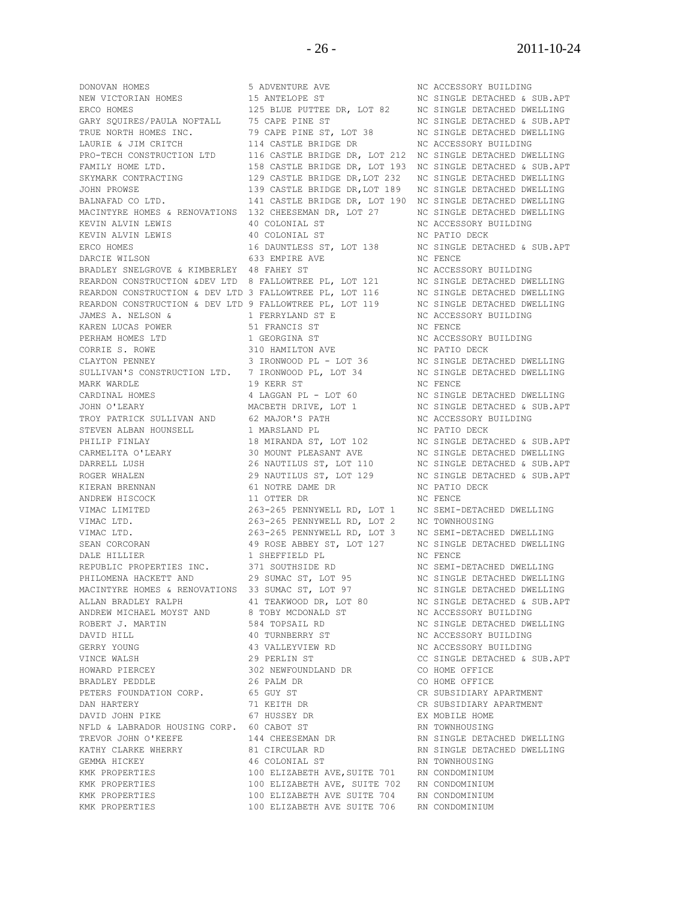| | | |
|---|---|---|
| DONOVAN HOMES | 5 ADVENTURE AVE | NC ACCESSORY BUILDING |
| NEW VICTORIAN HOMES | 15 ANTELOPE ST | NC SINGLE DETACHED & SUB.APT |
| ERCO HOMES | 125 BLUE PUTTEE DR, LOT 82 | NC SINGLE DETACHED DWELLING |
| GARY SQUIRES/PAULA NOFTALL | 75 CAPE PINE ST | NC SINGLE DETACHED & SUB.APT |
| TRUE NORTH HOMES INC. | 79 CAPE PINE ST, LOT 38 | NC SINGLE DETACHED DWELLING |
| LAURIE & JIM CRITCH | 114 CASTLE BRIDGE DR | NC ACCESSORY BUILDING |
| PRO-TECH CONSTRUCTION LTD | 116 CASTLE BRIDGE DR, LOT 212 | NC SINGLE DETACHED DWELLING |
| FAMILY HOME LTD. | 158 CASTLE BRIDGE DR, LOT 193 | NC SINGLE DETACHED & SUB.APT |
| SKYMARK CONTRACTING | 129 CASTLE BRIDGE DR,LOT 232 | NC SINGLE DETACHED DWELLING |
| JOHN PROWSE | 139 CASTLE BRIDGE DR,LOT 189 | NC SINGLE DETACHED DWELLING |
| BALNAFAD CO LTD. | 141 CASTLE BRIDGE DR, LOT 190 | NC SINGLE DETACHED DWELLING |
| MACINTYRE HOMES & RENOVATIONS | 132 CHEESEMAN DR, LOT 27 | NC SINGLE DETACHED DWELLING |
| KEVIN ALVIN LEWIS | 40 COLONIAL ST | NC ACCESSORY BUILDING |
| KEVIN ALVIN LEWIS | 40 COLONIAL ST | NC PATIO DECK |
| ERCO HOMES | 16 DAUNTLESS ST, LOT 138 | NC SINGLE DETACHED & SUB.APT |
| DARCIE WILSON | 633 EMPIRE AVE | NC FENCE |
| BRADLEY SNELGROVE & KIMBERLEY | 48 FAHEY ST | NC ACCESSORY BUILDING |
| REARDON CONSTRUCTION &DEV LTD | 8 FALLOWTREE PL, LOT 121 | NC SINGLE DETACHED DWELLING |
| REARDON CONSTRUCTION & DEV LTD | 3 FALLOWTREE PL, LOT 116 | NC SINGLE DETACHED DWELLING |
| REARDON CONSTRUCTION & DEV LTD | 9 FALLOWTREE PL, LOT 119 | NC SINGLE DETACHED DWELLING |
| JAMES A. NELSON & | 1 FERRYLAND ST E | NC ACCESSORY BUILDING |
| KAREN LUCAS POWER | 51 FRANCIS ST | NC FENCE |
| PERHAM HOMES LTD | 1 GEORGINA ST | NC ACCESSORY BUILDING |
| CORRIE S. ROWE | 310 HAMILTON AVE | NC PATIO DECK |
| CLAYTON PENNEY | 3 IRONWOOD PL - LOT 36 | NC SINGLE DETACHED DWELLING |
| SULLIVAN'S CONSTRUCTION LTD. | 7 IRONWOOD PL, LOT 34 | NC SINGLE DETACHED DWELLING |
| MARK WARDLE | 19 KERR ST | NC FENCE |
| CARDINAL HOMES | 4 LAGGAN PL - LOT 60 | NC SINGLE DETACHED DWELLING |
| JOHN O'LEARY | MACBETH DRIVE, LOT 1 | NC SINGLE DETACHED & SUB.APT |
| TROY PATRICK SULLIVAN AND | 62 MAJOR'S PATH | NC ACCESSORY BUILDING |
| STEVEN ALBAN HOUNSELL | 1 MARSLAND PL | NC PATIO DECK |
| PHILIP FINLAY | 18 MIRANDA ST, LOT 102 | NC SINGLE DETACHED & SUB.APT |
| CARMELITA O'LEARY | 30 MOUNT PLEASANT AVE | NC SINGLE DETACHED DWELLING |
| DARRELL LUSH | 26 NAUTILUS ST, LOT 110 | NC SINGLE DETACHED & SUB.APT |
| ROGER WHALEN | 29 NAUTILUS ST, LOT 129 | NC SINGLE DETACHED & SUB.APT |
| KIERAN BRENNAN | 61 NOTRE DAME DR | NC PATIO DECK |
| ANDREW HISCOCK | 11 OTTER DR | NC FENCE |
| VIMAC LIMITED | 263-265 PENNYWELL RD, LOT 1 | NC SEMI-DETACHED DWELLING |
| VIMAC LTD. | 263-265 PENNYWELL RD, LOT 2 | NC TOWNHOUSING |
| VIMAC LTD. | 263-265 PENNYWELL RD, LOT 3 | NC SEMI-DETACHED DWELLING |
| SEAN CORCORAN | 49 ROSE ABBEY ST, LOT 127 | NC SINGLE DETACHED DWELLING |
| DALE HILLIER | 1 SHEFFIELD PL | NC FENCE |
| REPUBLIC PROPERTIES INC. | 371 SOUTHSIDE RD | NC SEMI-DETACHED DWELLING |
| PHILOMENA HACKETT AND | 29 SUMAC ST, LOT 95 | NC SINGLE DETACHED DWELLING |
| MACINTYRE HOMES & RENOVATIONS | 33 SUMAC ST, LOT 97 | NC SINGLE DETACHED DWELLING |
| ALLAN BRADLEY RALPH | 41 TEAKWOOD DR, LOT 80 | NC SINGLE DETACHED & SUB.APT |
| ANDREW MICHAEL MOYST AND | 8 TOBY MCDONALD ST | NC ACCESSORY BUILDING |
| ROBERT J. MARTIN | 584 TOPSAIL RD | NC SINGLE DETACHED DWELLING |
| DAVID HILL | 40 TURNBERRY ST | NC ACCESSORY BUILDING |
| GERRY YOUNG | 43 VALLEYVIEW RD | NC ACCESSORY BUILDING |
| VINCE WALSH | 29 PERLIN ST | CC SINGLE DETACHED & SUB.APT |
| HOWARD PIERCEY | 302 NEWFOUNDLAND DR | CO HOME OFFICE |
| BRADLEY PEDDLE | 26 PALM DR | CO HOME OFFICE |
| PETERS FOUNDATION CORP. | 65 GUY ST | CR SUBSIDIARY APARTMENT |
| DAN HARTERY | 71 KEITH DR | CR SUBSIDIARY APARTMENT |
| DAVID JOHN PIKE | 67 HUSSEY DR | EX MOBILE HOME |
| NFLD & LABRADOR HOUSING CORP. | 60 CABOT ST | RN TOWNHOUSING |
| TREVOR JOHN O'KEEFE | 144 CHEESEMAN DR | RN SINGLE DETACHED DWELLING |
| KATHY CLARKE WHERRY | 81 CIRCULAR RD | RN SINGLE DETACHED DWELLING |
| GEMMA HICKEY | 46 COLONIAL ST | RN TOWNHOUSING |
| KMK PROPERTIES | 100 ELIZABETH AVE,SUITE 701 | RN CONDOMINIUM |
| KMK PROPERTIES | 100 ELIZABETH AVE, SUITE 702 | RN CONDOMINIUM |
| KMK PROPERTIES | 100 ELIZABETH AVE SUITE 704 | RN CONDOMINIUM |
| KMK PROPERTIES | 100 ELIZABETH AVE SUITE 706 | RN CONDOMINIUM |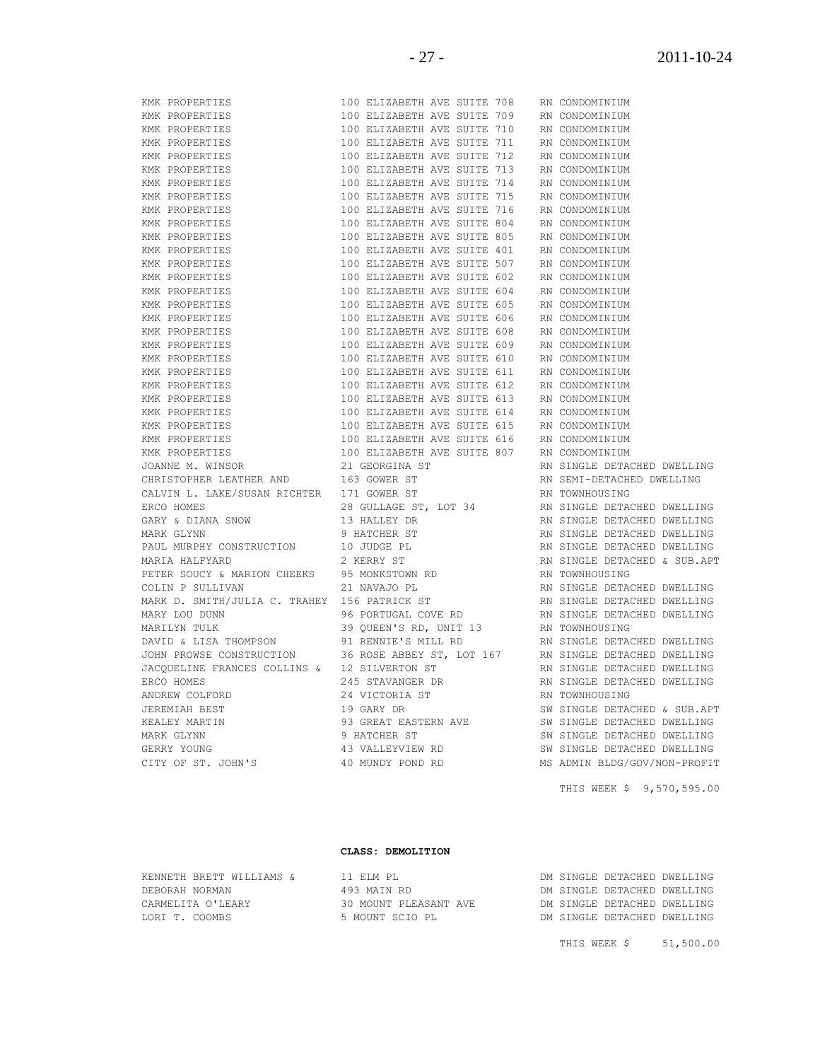| | | |
|---|---|---|
| KMK PROPERTIES | 100 ELIZABETH AVE SUITE 708 | RN CONDOMINIUM |
| KMK PROPERTIES | 100 ELIZABETH AVE SUITE 709 | RN CONDOMINIUM |
| KMK PROPERTIES | 100 ELIZABETH AVE SUITE 710 | RN CONDOMINIUM |
| KMK PROPERTIES | 100 ELIZABETH AVE SUITE 711 | RN CONDOMINIUM |
| KMK PROPERTIES | 100 ELIZABETH AVE SUITE 712 | RN CONDOMINIUM |
| KMK PROPERTIES | 100 ELIZABETH AVE SUITE 713 | RN CONDOMINIUM |
| KMK PROPERTIES | 100 ELIZABETH AVE SUITE 714 | RN CONDOMINIUM |
| KMK PROPERTIES | 100 ELIZABETH AVE SUITE 715 | RN CONDOMINIUM |
| KMK PROPERTIES | 100 ELIZABETH AVE SUITE 716 | RN CONDOMINIUM |
| KMK PROPERTIES | 100 ELIZABETH AVE SUITE 804 | RN CONDOMINIUM |
| KMK PROPERTIES | 100 ELIZABETH AVE SUITE 805 | RN CONDOMINIUM |
| KMK PROPERTIES | 100 ELIZABETH AVE SUITE 401 | RN CONDOMINIUM |
| KMK PROPERTIES | 100 ELIZABETH AVE SUITE 507 | RN CONDOMINIUM |
| KMK PROPERTIES | 100 ELIZABETH AVE SUITE 602 | RN CONDOMINIUM |
| KMK PROPERTIES | 100 ELIZABETH AVE SUITE 604 | RN CONDOMINIUM |
| KMK PROPERTIES | 100 ELIZABETH AVE SUITE 605 | RN CONDOMINIUM |
| KMK PROPERTIES | 100 ELIZABETH AVE SUITE 606 | RN CONDOMINIUM |
| KMK PROPERTIES | 100 ELIZABETH AVE SUITE 608 | RN CONDOMINIUM |
| KMK PROPERTIES | 100 ELIZABETH AVE SUITE 609 | RN CONDOMINIUM |
| KMK PROPERTIES | 100 ELIZABETH AVE SUITE 610 | RN CONDOMINIUM |
| KMK PROPERTIES | 100 ELIZABETH AVE SUITE 611 | RN CONDOMINIUM |
| KMK PROPERTIES | 100 ELIZABETH AVE SUITE 612 | RN CONDOMINIUM |
| KMK PROPERTIES | 100 ELIZABETH AVE SUITE 613 | RN CONDOMINIUM |
| KMK PROPERTIES | 100 ELIZABETH AVE SUITE 614 | RN CONDOMINIUM |
| KMK PROPERTIES | 100 ELIZABETH AVE SUITE 615 | RN CONDOMINIUM |
| KMK PROPERTIES | 100 ELIZABETH AVE SUITE 616 | RN CONDOMINIUM |
| KMK PROPERTIES | 100 ELIZABETH AVE SUITE 807 | RN CONDOMINIUM |
| JOANNE M. WINSOR | 21 GEORGINA ST | RN SINGLE DETACHED DWELLING |
| CHRISTOPHER LEATHER AND | 163 GOWER ST | RN SEMI-DETACHED DWELLING |
| CALVIN L. LAKE/SUSAN RICHTER | 171 GOWER ST | RN TOWNHOUSING |
| ERCO HOMES | 28 GULLAGE ST, LOT 34 | RN SINGLE DETACHED DWELLING |
| GARY & DIANA SNOW | 13 HALLEY DR | RN SINGLE DETACHED DWELLING |
| MARK GLYNN | 9 HATCHER ST | RN SINGLE DETACHED DWELLING |
| PAUL MURPHY CONSTRUCTION | 10 JUDGE PL | RN SINGLE DETACHED DWELLING |
| MARIA HALFYARD | 2 KERRY ST | RN SINGLE DETACHED & SUB.APT |
| PETER SOUCY & MARION CHEEKS | 95 MONKSTOWN RD | RN TOWNHOUSING |
| COLIN P SULLIVAN | 21 NAVAJO PL | RN SINGLE DETACHED DWELLING |
| MARK D. SMITH/JULIA C. TRAHEY | 156 PATRICK ST | RN SINGLE DETACHED DWELLING |
| MARY LOU DUNN | 96 PORTUGAL COVE RD | RN SINGLE DETACHED DWELLING |
| MARILYN TULK | 39 QUEEN'S RD, UNIT 13 | RN TOWNHOUSING |
| DAVID & LISA THOMPSON | 91 RENNIE'S MILL RD | RN SINGLE DETACHED DWELLING |
| JOHN PROWSE CONSTRUCTION | 36 ROSE ABBEY ST, LOT 167 | RN SINGLE DETACHED DWELLING |
| JACQUELINE FRANCES COLLINS & | 12 SILVERTON ST | RN SINGLE DETACHED DWELLING |
| ERCO HOMES | 245 STAVANGER DR | RN SINGLE DETACHED DWELLING |
| ANDREW COLFORD | 24 VICTORIA ST | RN TOWNHOUSING |
| JEREMIAH BEST | 19 GARY DR | SW SINGLE DETACHED & SUB.APT |
| KEALEY MARTIN | 93 GREAT EASTERN AVE | SW SINGLE DETACHED DWELLING |
| MARK GLYNN | 9 HATCHER ST | SW SINGLE DETACHED DWELLING |
| GERRY YOUNG | 43 VALLEYVIEW RD | SW SINGLE DETACHED DWELLING |
| CITY OF ST. JOHN'S | 40 MUNDY POND RD | MS ADMIN BLDG/GOV/NON-PROFIT |

THIS WEEK $ 9,570,595.00

**CLASS: DEMOLITION**

| | | |
|---|---|---|
| KENNETH BRETT WILLIAMS & | 11 ELM PL | DM SINGLE DETACHED DWELLING |
| DEBORAH NORMAN | 493 MAIN RD | DM SINGLE DETACHED DWELLING |
| CARMELITA O'LEARY | 30 MOUNT PLEASANT AVE | DM SINGLE DETACHED DWELLING |
| LORI T. COOMBS | 5 MOUNT SCIO PL | DM SINGLE DETACHED DWELLING |

THIS WEEK $ 51,500.00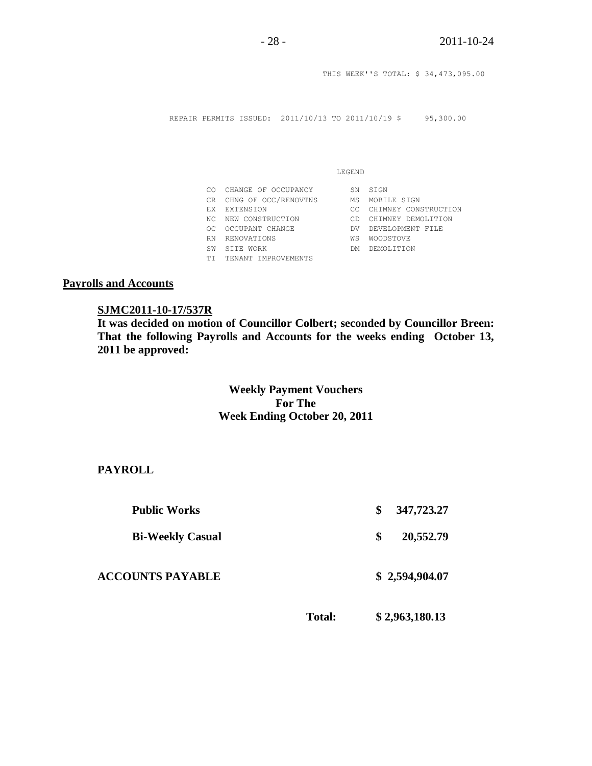THIS WEEK''S TOTAL: $ 34,473,095.00

REPAIR PERMITS ISSUED: 2011/10/13 TO 2011/10/19 $ 95,300.00

LEGEND

| | | | |
|---|---|---|---|
| CO | CHANGE OF OCCUPANCY | SN | SIGN |
| CR | CHNG OF OCC/RENOVTNS | MS | MOBILE SIGN |
| EX | EXTENSION | CC | CHIMNEY CONSTRUCTION |
| NC | NEW CONSTRUCTION | CD | CHIMNEY DEMOLITION |
| OC | OCCUPANT CHANGE | DV | DEVELOPMENT FILE |
| RN | RENOVATIONS | WS | WOODSTOVE |
| SW | SITE WORK | DM | DEMOLITION |
| TI | TENANT IMPROVEMENTS | | |

## Payrolls and Accounts

**SJMC2011-10-17/537R**

**It was decided on motion of Councillor Colbert; seconded by Councillor Breen: That the following Payrolls and Accounts for the weeks ending October 13, 2011 be approved:**

**Weekly Payment Vouchers**
**For The**
**Week Ending October 20, 2011**

**PAYROLL**

| | | |
|---|---|---|
| **Public Works** | | **$ 347,723.27** |
| **Bi-Weekly Casual** | | **$ 20,552.79** |
| **ACCOUNTS PAYABLE** | | **$ 2,594,904.07** |
| | **Total:** | **$ 2,963,180.13** |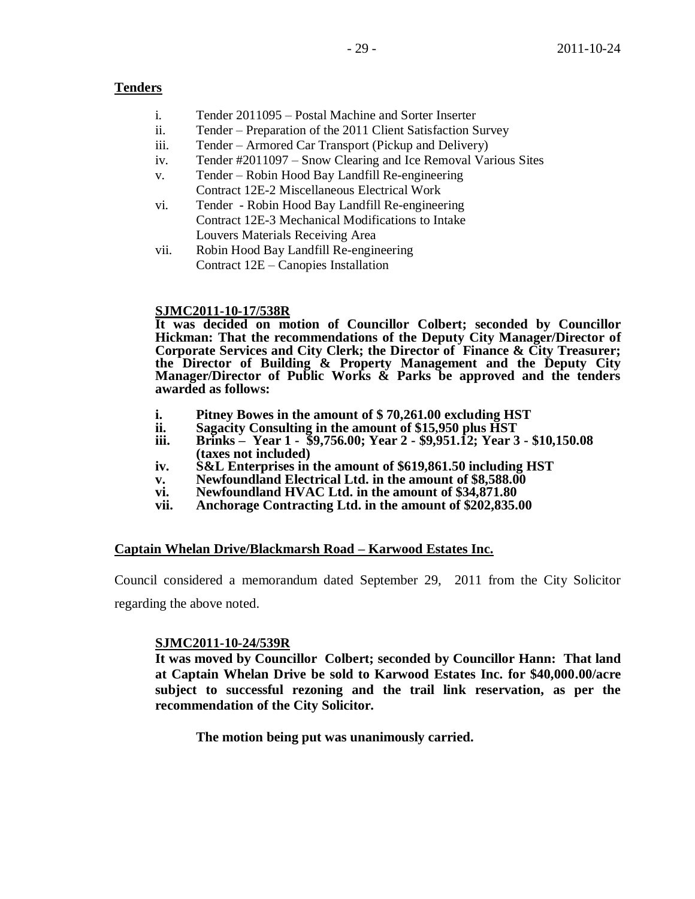**Tenders**

i. Tender 2011095 – Postal Machine and Sorter Inserter
ii. Tender – Preparation of the 2011 Client Satisfaction Survey
iii. Tender – Armored Car Transport (Pickup and Delivery)
iv. Tender #2011097 – Snow Clearing and Ice Removal Various Sites
v. Tender – Robin Hood Bay Landfill Re-engineering
   Contract 12E-2 Miscellaneous Electrical Work
vi. Tender - Robin Hood Bay Landfill Re-engineering
   Contract 12E-3 Mechanical Modifications to Intake
   Louvers Materials Receiving Area
vii. Robin Hood Bay Landfill Re-engineering
   Contract 12E – Canopies Installation

**SJMC2011-10-17/538R**
**It was decided on motion of Councillor Colbert; seconded by Councillor Hickman: That the recommendations of the Deputy City Manager/Director of Corporate Services and City Clerk; the Director of Finance & City Treasurer; the Director of Building & Property Management and the Deputy City Manager/Director of Public Works & Parks be approved and the tenders awarded as follows:**

**i. Pitney Bowes in the amount of $ 70,261.00 excluding HST**
**ii. Sagacity Consulting in the amount of $15,950 plus HST**
**iii. Brinks – Year 1 - $9,756.00; Year 2 - $9,951.12; Year 3 - $10,150.08 (taxes not included)**
**iv. S&L Enterprises in the amount of $619,861.50 including HST**
**v. Newfoundland Electrical Ltd. in the amount of $8,588.00**
**vi. Newfoundland HVAC Ltd. in the amount of $34,871.80**
**vii. Anchorage Contracting Ltd. in the amount of $202,835.00**

**Captain Whelan Drive/Blackmarsh Road – Karwood Estates Inc.**

Council considered a memorandum dated September 29, 2011 from the City Solicitor regarding the above noted.

**SJMC2011-10-24/539R**
**It was moved by Councillor Colbert; seconded by Councillor Hann: That land at Captain Whelan Drive be sold to Karwood Estates Inc. for $40,000.00/acre subject to successful rezoning and the trail link reservation, as per the recommendation of the City Solicitor.**

**The motion being put was unanimously carried.**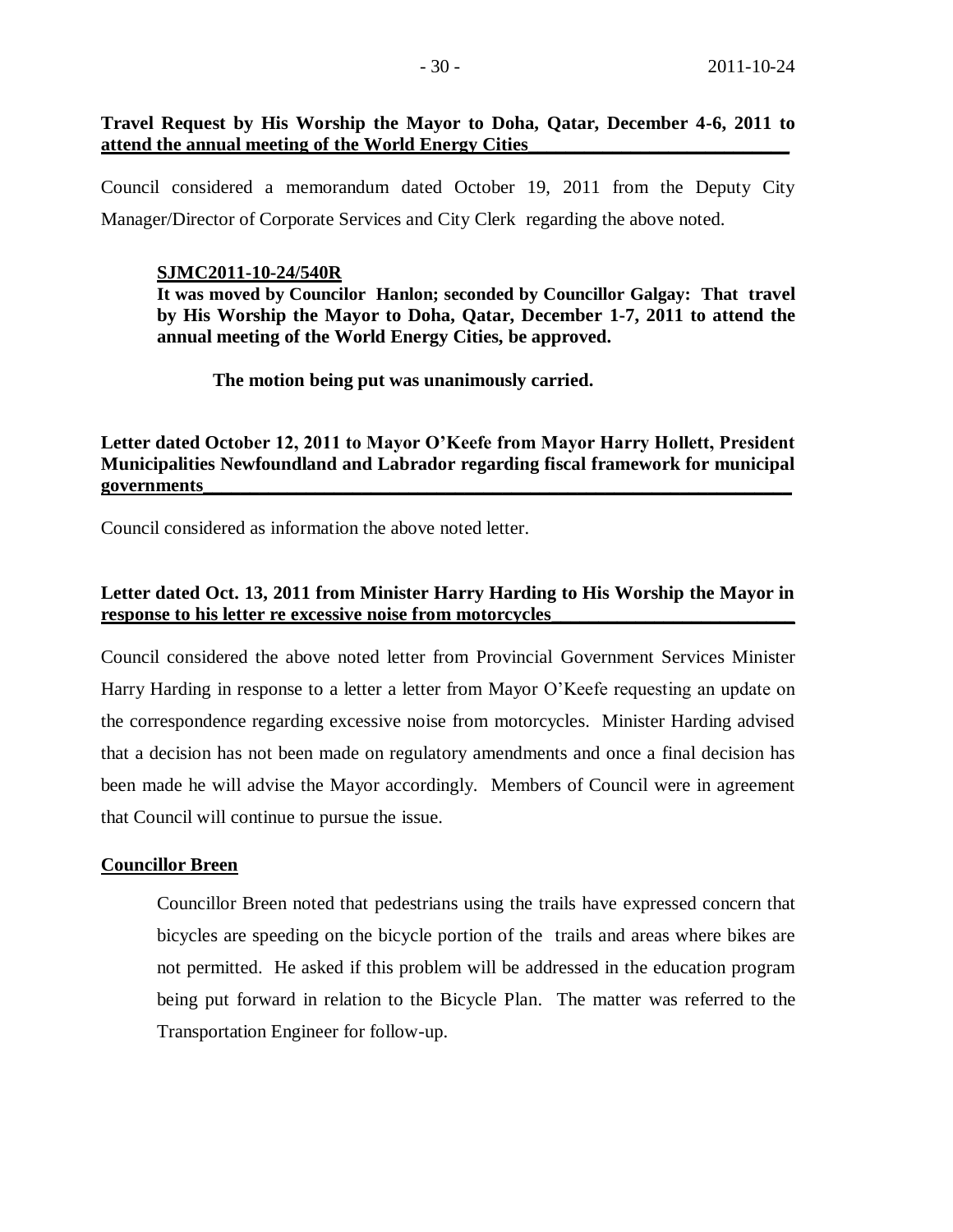**Travel Request by His Worship the Mayor to Doha, Qatar, December 4-6, 2011 to attend the annual meeting of the World Energy Cities**

Council considered a memorandum dated October 19, 2011 from the Deputy City Manager/Director of Corporate Services and City Clerk regarding the above noted.

> **SJMC2011-10-24/540R**
> **It was moved by Councilor Hanlon; seconded by Councillor Galgay: That travel by His Worship the Mayor to Doha, Qatar, December 1-7, 2011 to attend the annual meeting of the World Energy Cities, be approved.**
>
> **The motion being put was unanimously carried.**

**Letter dated October 12, 2011 to Mayor O'Keefe from Mayor Harry Hollett, President Municipalities Newfoundland and Labrador regarding fiscal framework for municipal governments**

Council considered as information the above noted letter.

**Letter dated Oct. 13, 2011 from Minister Harry Harding to His Worship the Mayor in response to his letter re excessive noise from motorcycles**

Council considered the above noted letter from Provincial Government Services Minister Harry Harding in response to a letter a letter from Mayor O'Keefe requesting an update on the correspondence regarding excessive noise from motorcycles. Minister Harding advised that a decision has not been made on regulatory amendments and once a final decision has been made he will advise the Mayor accordingly. Members of Council were in agreement that Council will continue to pursue the issue.

**Councillor Breen**

Councillor Breen noted that pedestrians using the trails have expressed concern that bicycles are speeding on the bicycle portion of the trails and areas where bikes are not permitted. He asked if this problem will be addressed in the education program being put forward in relation to the Bicycle Plan. The matter was referred to the Transportation Engineer for follow-up.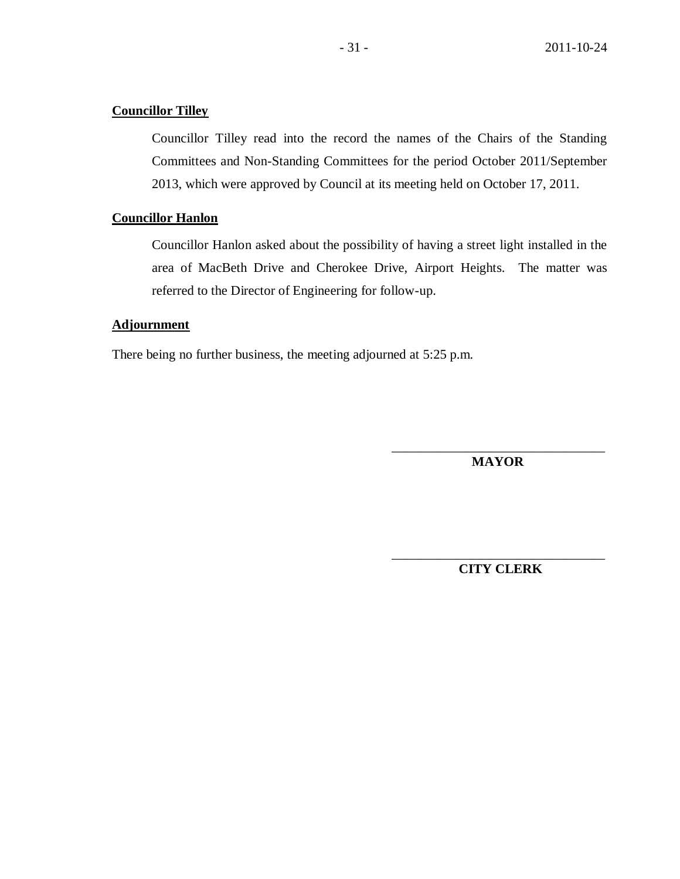**Councillor Tilley**

Councillor Tilley read into the record the names of the Chairs of the Standing Committees and Non-Standing Committees for the period October 2011/September 2013, which were approved by Council at its meeting held on October 17, 2011.

**Councillor Hanlon**

Councillor Hanlon asked about the possibility of having a street light installed in the area of MacBeth Drive and Cherokee Drive, Airport Heights. The matter was referred to the Director of Engineering for follow-up.

**Adjournment**

There being no further business, the meeting adjourned at 5:25 p.m.

\_\_\_\_\_\_\_\_\_\_\_\_\_\_\_\_\_\_\_\_\_\_\_\_\_\_\_\_\_\_\_\_\_
**MAYOR**

\_\_\_\_\_\_\_\_\_\_\_\_\_\_\_\_\_\_\_\_\_\_\_\_\_\_\_\_\_\_\_\_\_
**CITY CLERK**